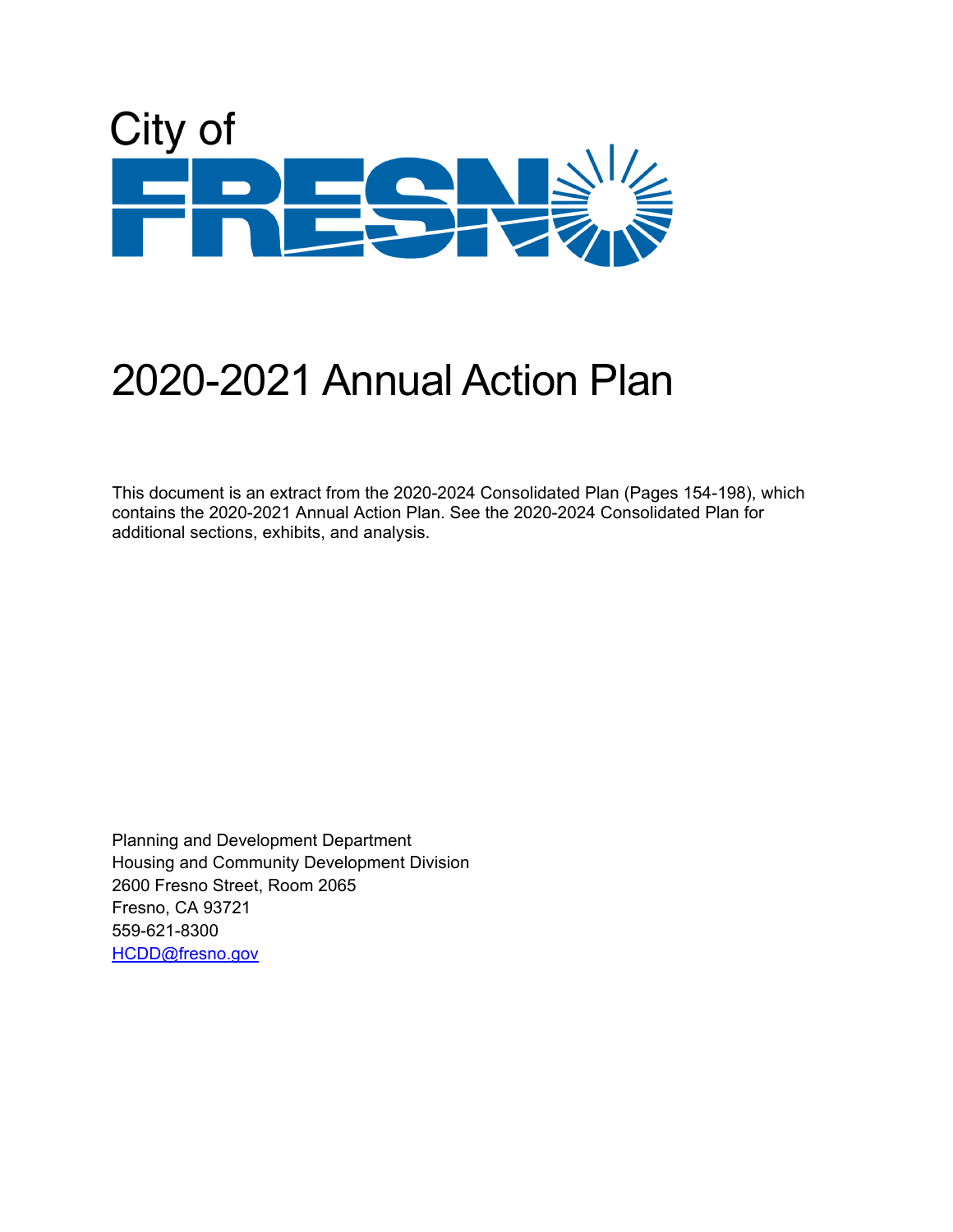City of

FRESNO

# 2020-2021 Annual Action Plan

This document is an extract from the 2020-2024 Consolidated Plan (Pages 154-198), which contains the 2020-2021 Annual Action Plan. See the 2020-2024 Consolidated Plan for additional sections, exhibits, and analysis.

Planning and Development Department
Housing and Community Development Division
2600 Fresno Street, Room 2065
Fresno, CA 93721
559-621-8300
HCDD@fresno.gov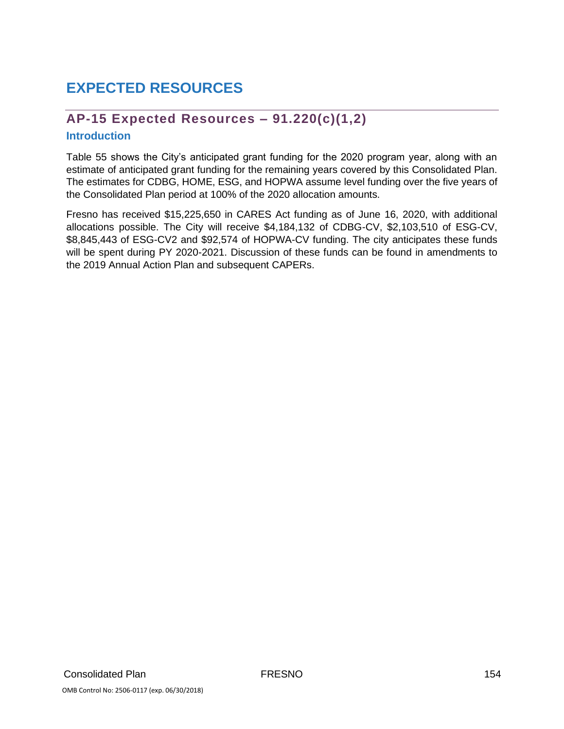# EXPECTED RESOURCES

## AP-15 Expected Resources – 91.220(c)(1,2)

### Introduction

Table 55 shows the City's anticipated grant funding for the 2020 program year, along with an estimate of anticipated grant funding for the remaining years covered by this Consolidated Plan. The estimates for CDBG, HOME, ESG, and HOPWA assume level funding over the five years of the Consolidated Plan period at 100% of the 2020 allocation amounts.

Fresno has received $15,225,650 in CARES Act funding as of June 16, 2020, with additional allocations possible. The City will receive $4,184,132 of CDBG-CV, $2,103,510 of ESG-CV, $8,845,443 of ESG-CV2 and $92,574 of HOPWA-CV funding. The city anticipates these funds will be spent during PY 2020-2021. Discussion of these funds can be found in amendments to the 2019 Annual Action Plan and subsequent CAPERs.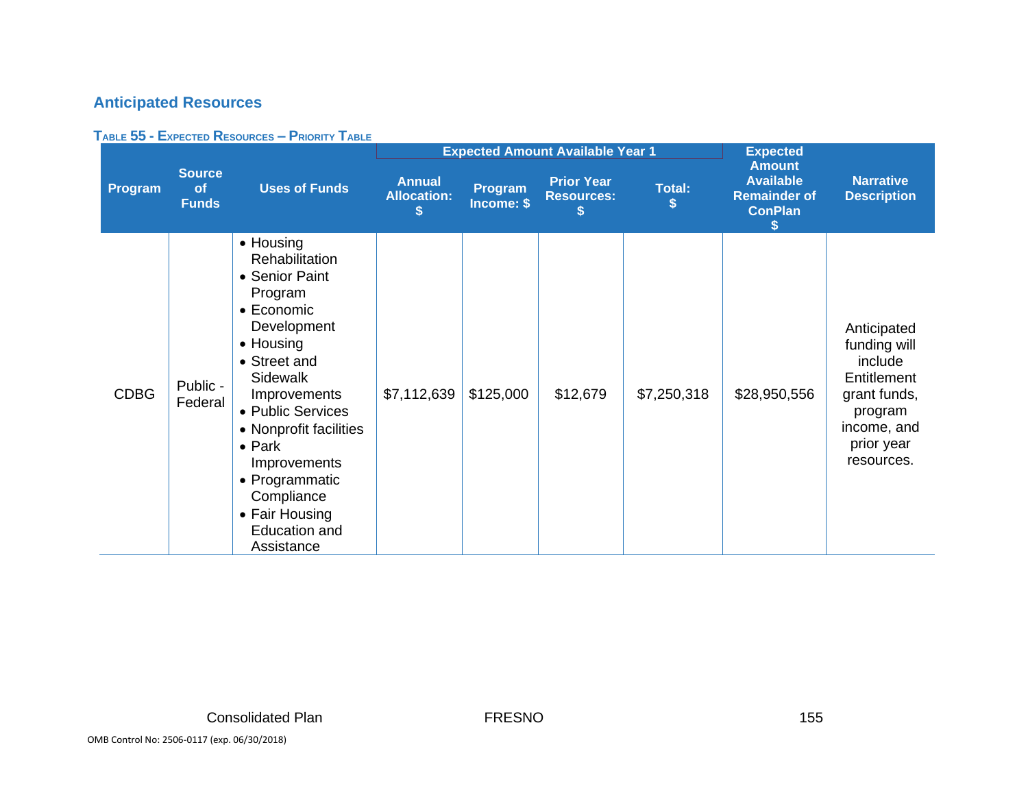## Anticipated Resources

**Table 55 - Expected Resources – Priority Table**

| Program | Source of Funds | Uses of Funds | Expected Amount Available Year 1 | | | | Expected Amount Available Remainder of ConPlan $ | Narrative Description |
|---|---|---|---|---|---|---|---|---|
| | | | Annual Allocation: $ | Program Income: $ | Prior Year Resources: $ | Total: $ | | |
| CDBG | Public - Federal | • Housing Rehabilitation<br>• Senior Paint Program<br>• Economic Development<br>• Housing<br>• Street and Sidewalk Improvements<br>• Public Services<br>• Nonprofit facilities<br>• Park Improvements<br>• Programmatic Compliance<br>• Fair Housing Education and Assistance | $7,112,639 | $125,000 | $12,679 | $7,250,318 | $28,950,556 | Anticipated funding will include Entitlement grant funds, program income, and prior year resources. |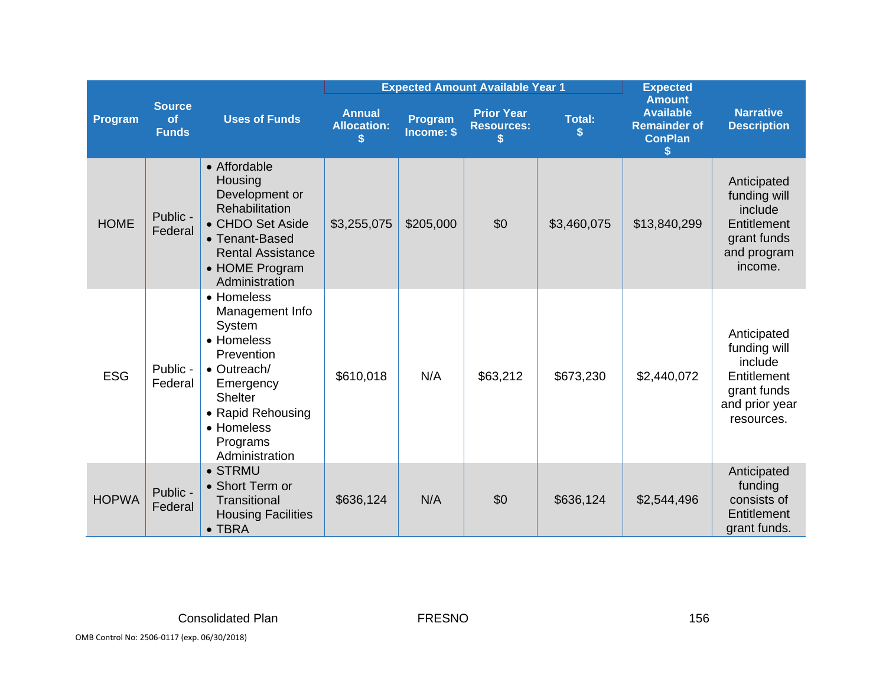| Program | Source of Funds | Uses of Funds | Expected Amount Available Year 1 | | | | Expected Amount Available Remainder of ConPlan $ | Narrative Description |
|---|---|---|---|---|---|---|---|---|
| | | | Annual Allocation: $ | Program Income: $ | Prior Year Resources: $ | Total: $ | | |
| HOME | Public - Federal | • Affordable Housing Development or Rehabilitation<br>• CHDO Set Aside<br>• Tenant-Based Rental Assistance<br>• HOME Program Administration | $3,255,075 | $205,000 | $0 | $3,460,075 | $13,840,299 | Anticipated funding will include Entitlement grant funds and program income. |
| ESG | Public - Federal | • Homeless Management Info System<br>• Homeless Prevention<br>• Outreach/ Emergency Shelter<br>• Rapid Rehousing<br>• Homeless Programs Administration | $610,018 | N/A | $63,212 | $673,230 | $2,440,072 | Anticipated funding will include Entitlement grant funds and prior year resources. |
| HOPWA | Public - Federal | • STRMU<br>• Short Term or Transitional Housing Facilities<br>• TBRA | $636,124 | N/A | $0 | $636,124 | $2,544,496 | Anticipated funding consists of Entitlement grant funds. |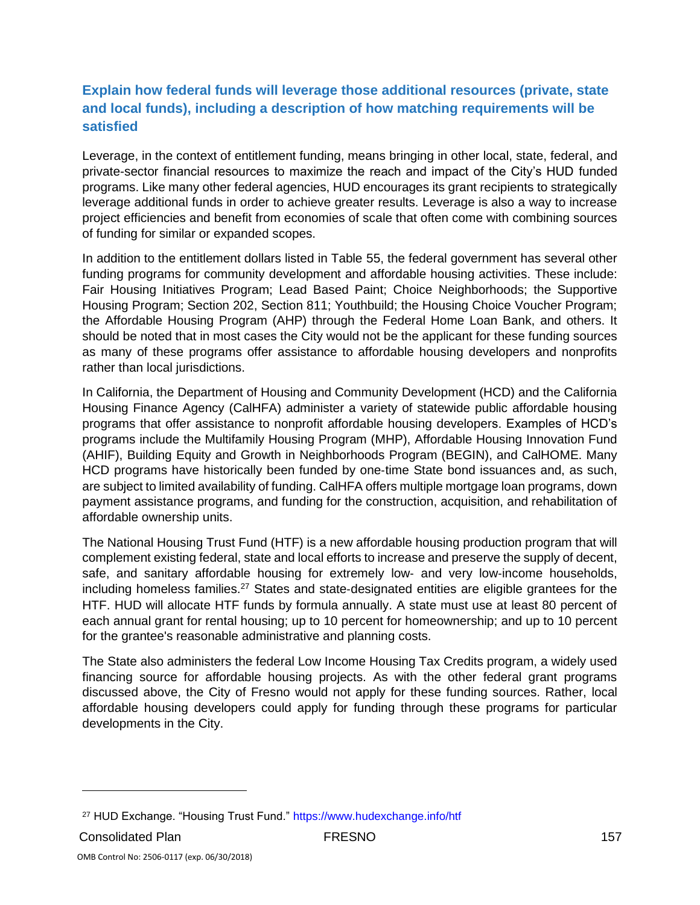### Explain how federal funds will leverage those additional resources (private, state and local funds), including a description of how matching requirements will be satisfied

Leverage, in the context of entitlement funding, means bringing in other local, state, federal, and private-sector financial resources to maximize the reach and impact of the City's HUD funded programs. Like many other federal agencies, HUD encourages its grant recipients to strategically leverage additional funds in order to achieve greater results. Leverage is also a way to increase project efficiencies and benefit from economies of scale that often come with combining sources of funding for similar or expanded scopes.

In addition to the entitlement dollars listed in Table 55, the federal government has several other funding programs for community development and affordable housing activities. These include: Fair Housing Initiatives Program; Lead Based Paint; Choice Neighborhoods; the Supportive Housing Program; Section 202, Section 811; Youthbuild; the Housing Choice Voucher Program; the Affordable Housing Program (AHP) through the Federal Home Loan Bank, and others. It should be noted that in most cases the City would not be the applicant for these funding sources as many of these programs offer assistance to affordable housing developers and nonprofits rather than local jurisdictions.

In California, the Department of Housing and Community Development (HCD) and the California Housing Finance Agency (CalHFA) administer a variety of statewide public affordable housing programs that offer assistance to nonprofit affordable housing developers. Examples of HCD's programs include the Multifamily Housing Program (MHP), Affordable Housing Innovation Fund (AHIF), Building Equity and Growth in Neighborhoods Program (BEGIN), and CalHOME. Many HCD programs have historically been funded by one-time State bond issuances and, as such, are subject to limited availability of funding. CalHFA offers multiple mortgage loan programs, down payment assistance programs, and funding for the construction, acquisition, and rehabilitation of affordable ownership units.

The National Housing Trust Fund (HTF) is a new affordable housing production program that will complement existing federal, state and local efforts to increase and preserve the supply of decent, safe, and sanitary affordable housing for extremely low- and very low-income households, including homeless families.[27] States and state-designated entities are eligible grantees for the HTF. HUD will allocate HTF funds by formula annually. A state must use at least 80 percent of each annual grant for rental housing; up to 10 percent for homeownership; and up to 10 percent for the grantee's reasonable administrative and planning costs.

The State also administers the federal Low Income Housing Tax Credits program, a widely used financing source for affordable housing projects. As with the other federal grant programs discussed above, the City of Fresno would not apply for these funding sources. Rather, local affordable housing developers could apply for funding through these programs for particular developments in the City.

---

[27] HUD Exchange. "Housing Trust Fund." https://www.hudexchange.info/htf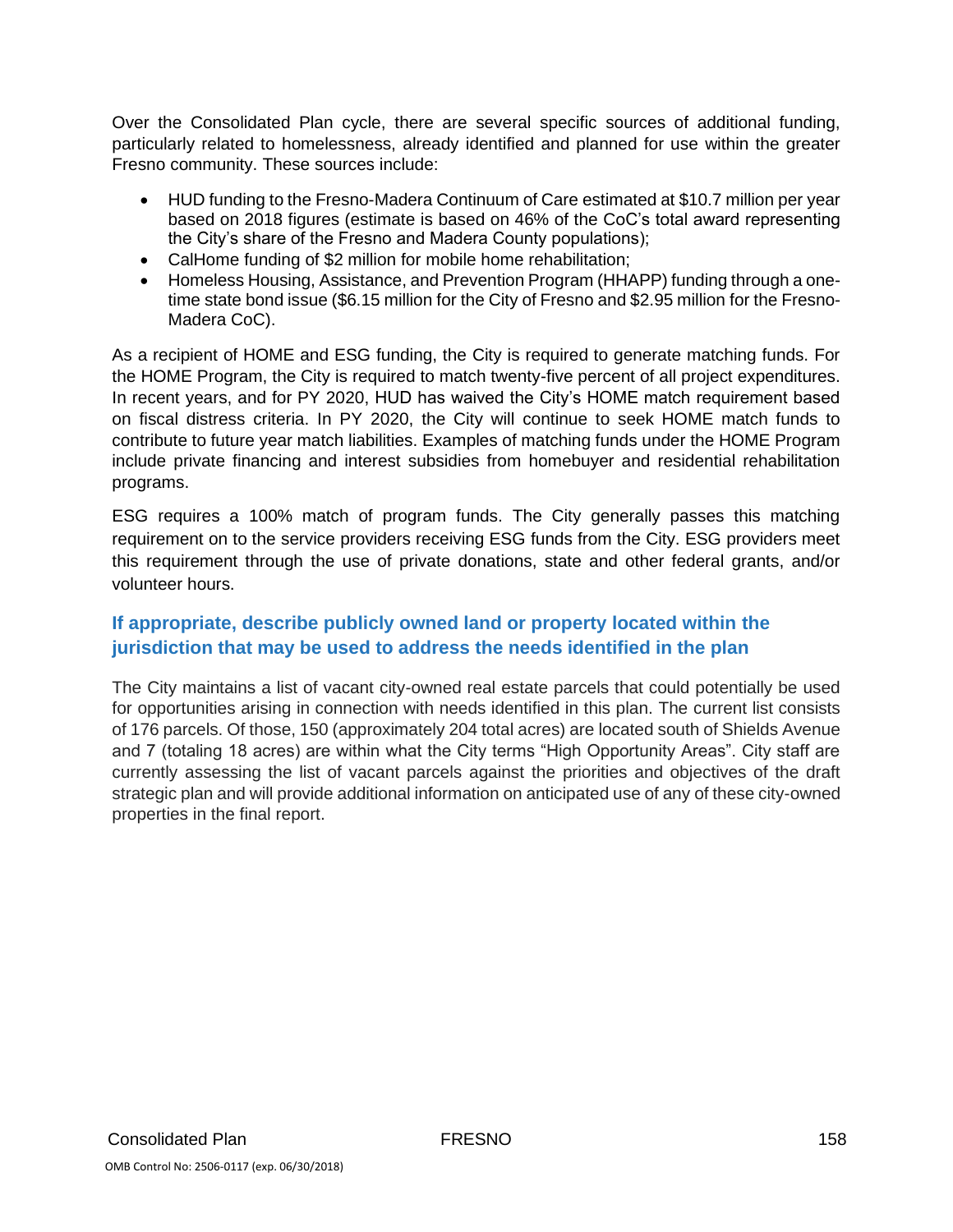Over the Consolidated Plan cycle, there are several specific sources of additional funding, particularly related to homelessness, already identified and planned for use within the greater Fresno community. These sources include:

- HUD funding to the Fresno-Madera Continuum of Care estimated at $10.7 million per year based on 2018 figures (estimate is based on 46% of the CoC's total award representing the City's share of the Fresno and Madera County populations);
- CalHome funding of $2 million for mobile home rehabilitation;
- Homeless Housing, Assistance, and Prevention Program (HHAPP) funding through a one-time state bond issue ($6.15 million for the City of Fresno and $2.95 million for the Fresno-Madera CoC).

As a recipient of HOME and ESG funding, the City is required to generate matching funds. For the HOME Program, the City is required to match twenty-five percent of all project expenditures. In recent years, and for PY 2020, HUD has waived the City's HOME match requirement based on fiscal distress criteria. In PY 2020, the City will continue to seek HOME match funds to contribute to future year match liabilities. Examples of matching funds under the HOME Program include private financing and interest subsidies from homebuyer and residential rehabilitation programs.

ESG requires a 100% match of program funds. The City generally passes this matching requirement on to the service providers receiving ESG funds from the City. ESG providers meet this requirement through the use of private donations, state and other federal grants, and/or volunteer hours.

### If appropriate, describe publicly owned land or property located within the jurisdiction that may be used to address the needs identified in the plan

The City maintains a list of vacant city-owned real estate parcels that could potentially be used for opportunities arising in connection with needs identified in this plan. The current list consists of 176 parcels. Of those, 150 (approximately 204 total acres) are located south of Shields Avenue and 7 (totaling 18 acres) are within what the City terms "High Opportunity Areas". City staff are currently assessing the list of vacant parcels against the priorities and objectives of the draft strategic plan and will provide additional information on anticipated use of any of these city-owned properties in the final report.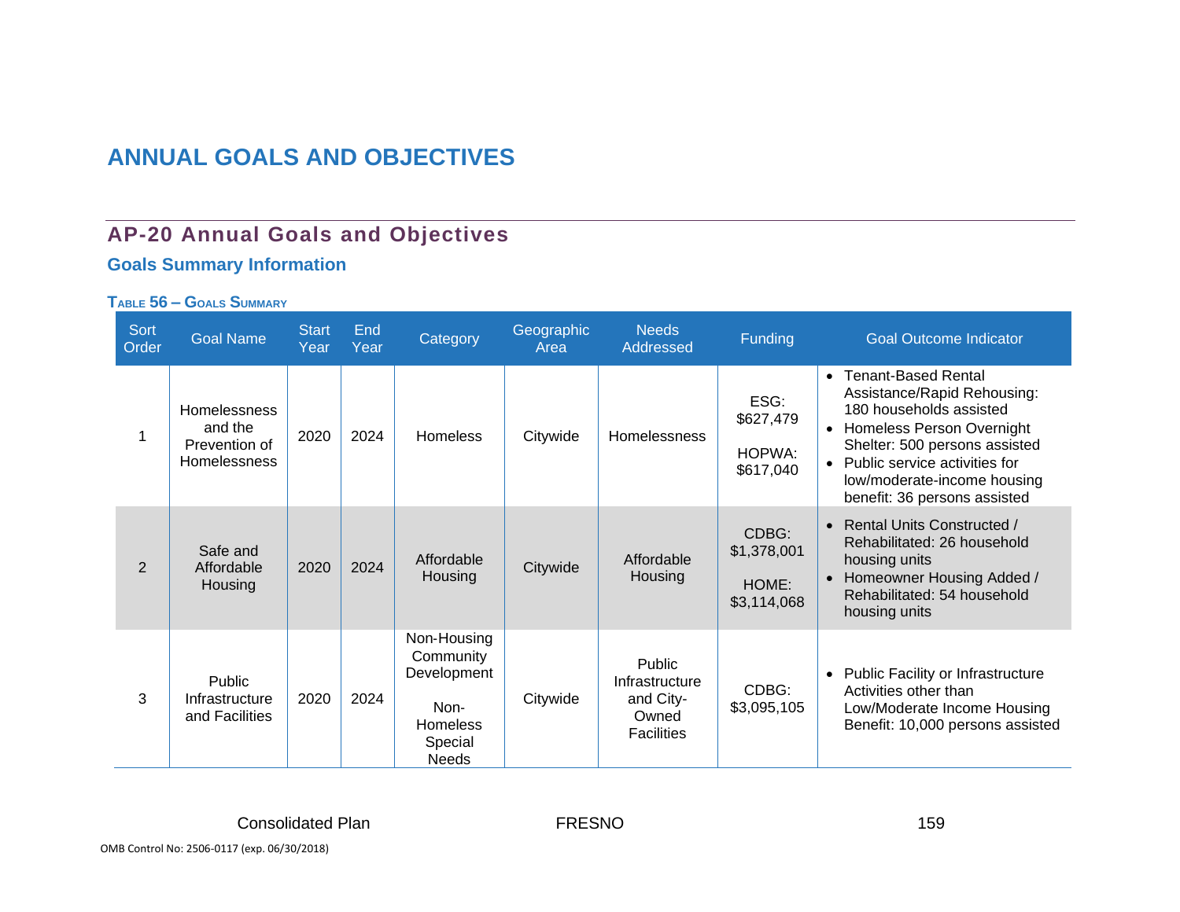# ANNUAL GOALS AND OBJECTIVES

## AP-20 Annual Goals and Objectives

### Goals Summary Information

**Table 56 – Goals Summary**

| Sort Order | Goal Name | Start Year | End Year | Category | Geographic Area | Needs Addressed | Funding | Goal Outcome Indicator |
|---|---|---|---|---|---|---|---|---|
| 1 | Homelessness and the Prevention of Homelessness | 2020 | 2024 | Homeless | Citywide | Homelessness | ESG: $627,479<br><br>HOPWA: $617,040 | • Tenant-Based Rental Assistance/Rapid Rehousing: 180 households assisted<br>• Homeless Person Overnight Shelter: 500 persons assisted<br>• Public service activities for low/moderate-income housing benefit: 36 persons assisted |
| 2 | Safe and Affordable Housing | 2020 | 2024 | Affordable Housing | Citywide | Affordable Housing | CDBG: $1,378,001<br><br>HOME: $3,114,068 | • Rental Units Constructed / Rehabilitated: 26 household housing units<br>• Homeowner Housing Added / Rehabilitated: 54 household housing units |
| 3 | Public Infrastructure and Facilities | 2020 | 2024 | Non-Housing Community Development<br><br>Non-Homeless Special Needs | Citywide | Public Infrastructure and City-Owned Facilities | CDBG: $3,095,105 | • Public Facility or Infrastructure Activities other than Low/Moderate Income Housing Benefit: 10,000 persons assisted |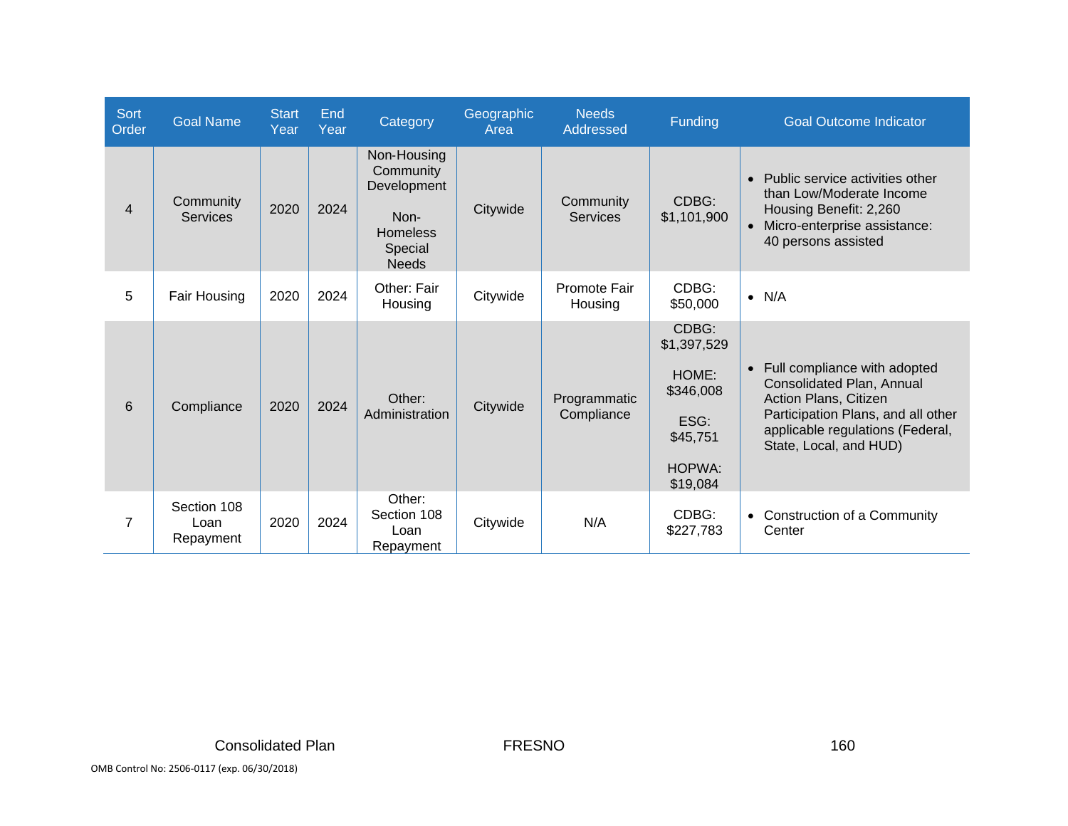| Sort Order | Goal Name | Start Year | End Year | Category | Geographic Area | Needs Addressed | Funding | Goal Outcome Indicator |
|---|---|---|---|---|---|---|---|---|
| 4 | Community Services | 2020 | 2024 | Non-Housing Community Development<br><br>Non-Homeless Special Needs | Citywide | Community Services | CDBG: $1,101,900 | • Public service activities other than Low/Moderate Income Housing Benefit: 2,260<br>• Micro-enterprise assistance: 40 persons assisted |
| 5 | Fair Housing | 2020 | 2024 | Other: Fair Housing | Citywide | Promote Fair Housing | CDBG: $50,000 | • N/A |
| 6 | Compliance | 2020 | 2024 | Other: Administration | Citywide | Programmatic Compliance | CDBG: $1,397,529<br><br>HOME: $346,008<br><br>ESG: $45,751<br><br>HOPWA: $19,084 | • Full compliance with adopted Consolidated Plan, Annual Action Plans, Citizen Participation Plans, and all other applicable regulations (Federal, State, Local, and HUD) |
| 7 | Section 108 Loan Repayment | 2020 | 2024 | Other: Section 108 Loan Repayment | Citywide | N/A | CDBG: $227,783 | • Construction of a Community Center |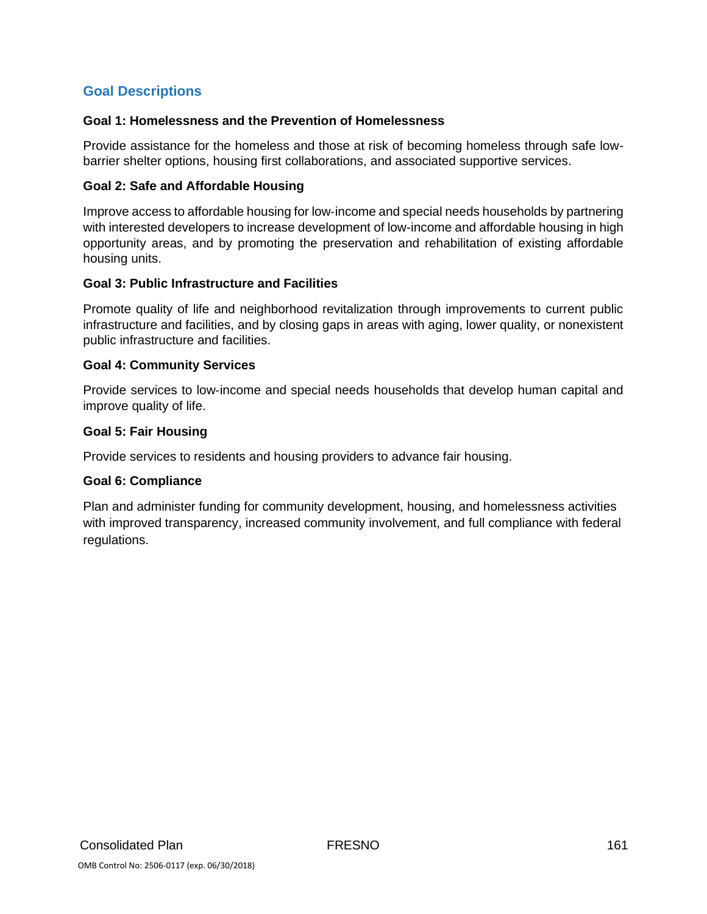## Goal Descriptions

**Goal 1: Homelessness and the Prevention of Homelessness**

Provide assistance for the homeless and those at risk of becoming homeless through safe low-barrier shelter options, housing first collaborations, and associated supportive services.

**Goal 2: Safe and Affordable Housing**

Improve access to affordable housing for low-income and special needs households by partnering with interested developers to increase development of low-income and affordable housing in high opportunity areas, and by promoting the preservation and rehabilitation of existing affordable housing units.

**Goal 3: Public Infrastructure and Facilities**

Promote quality of life and neighborhood revitalization through improvements to current public infrastructure and facilities, and by closing gaps in areas with aging, lower quality, or nonexistent public infrastructure and facilities.

**Goal 4: Community Services**

Provide services to low-income and special needs households that develop human capital and improve quality of life.

**Goal 5: Fair Housing**

Provide services to residents and housing providers to advance fair housing.

**Goal 6: Compliance**

Plan and administer funding for community development, housing, and homelessness activities with improved transparency, increased community involvement, and full compliance with federal regulations.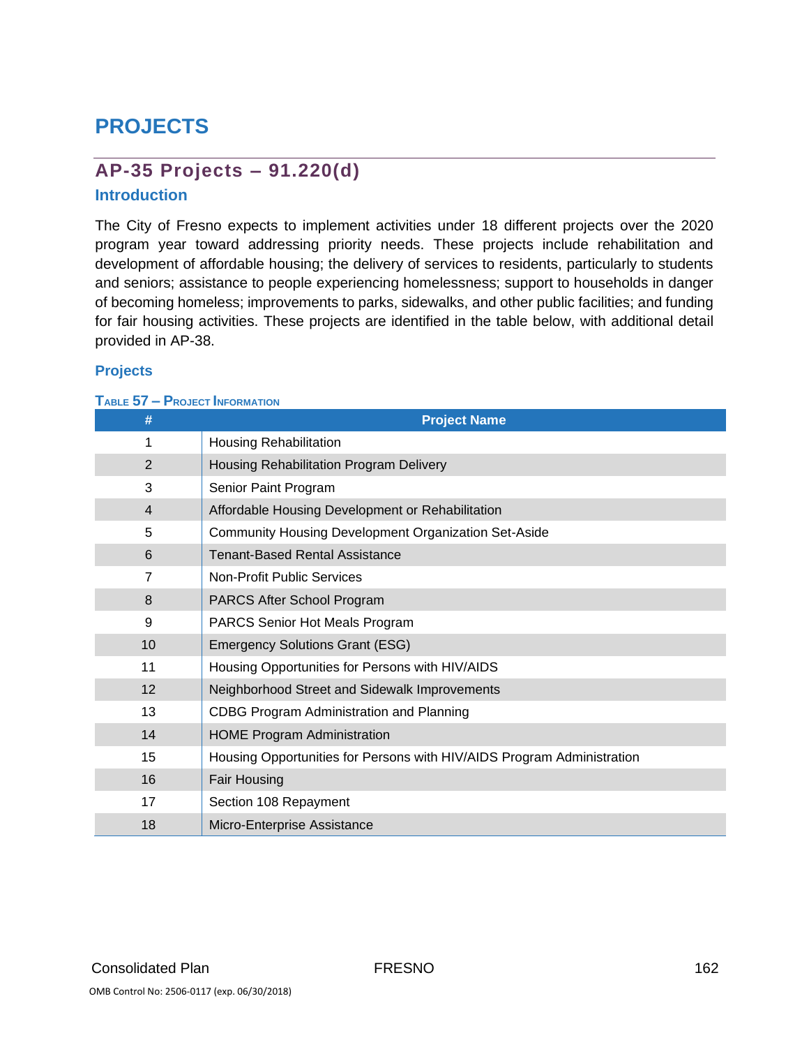# PROJECTS

## AP-35 Projects – 91.220(d)

### Introduction

The City of Fresno expects to implement activities under 18 different projects over the 2020 program year toward addressing priority needs. These projects include rehabilitation and development of affordable housing; the delivery of services to residents, particularly to students and seniors; assistance to people experiencing homelessness; support to households in danger of becoming homeless; improvements to parks, sidewalks, and other public facilities; and funding for fair housing activities. These projects are identified in the table below, with additional detail provided in AP-38.

### Projects

TABLE 57 – PROJECT INFORMATION

| # | Project Name |
|---|---|
| 1 | Housing Rehabilitation |
| 2 | Housing Rehabilitation Program Delivery |
| 3 | Senior Paint Program |
| 4 | Affordable Housing Development or Rehabilitation |
| 5 | Community Housing Development Organization Set-Aside |
| 6 | Tenant-Based Rental Assistance |
| 7 | Non-Profit Public Services |
| 8 | PARCS After School Program |
| 9 | PARCS Senior Hot Meals Program |
| 10 | Emergency Solutions Grant (ESG) |
| 11 | Housing Opportunities for Persons with HIV/AIDS |
| 12 | Neighborhood Street and Sidewalk Improvements |
| 13 | CDBG Program Administration and Planning |
| 14 | HOME Program Administration |
| 15 | Housing Opportunities for Persons with HIV/AIDS Program Administration |
| 16 | Fair Housing |
| 17 | Section 108 Repayment |
| 18 | Micro-Enterprise Assistance |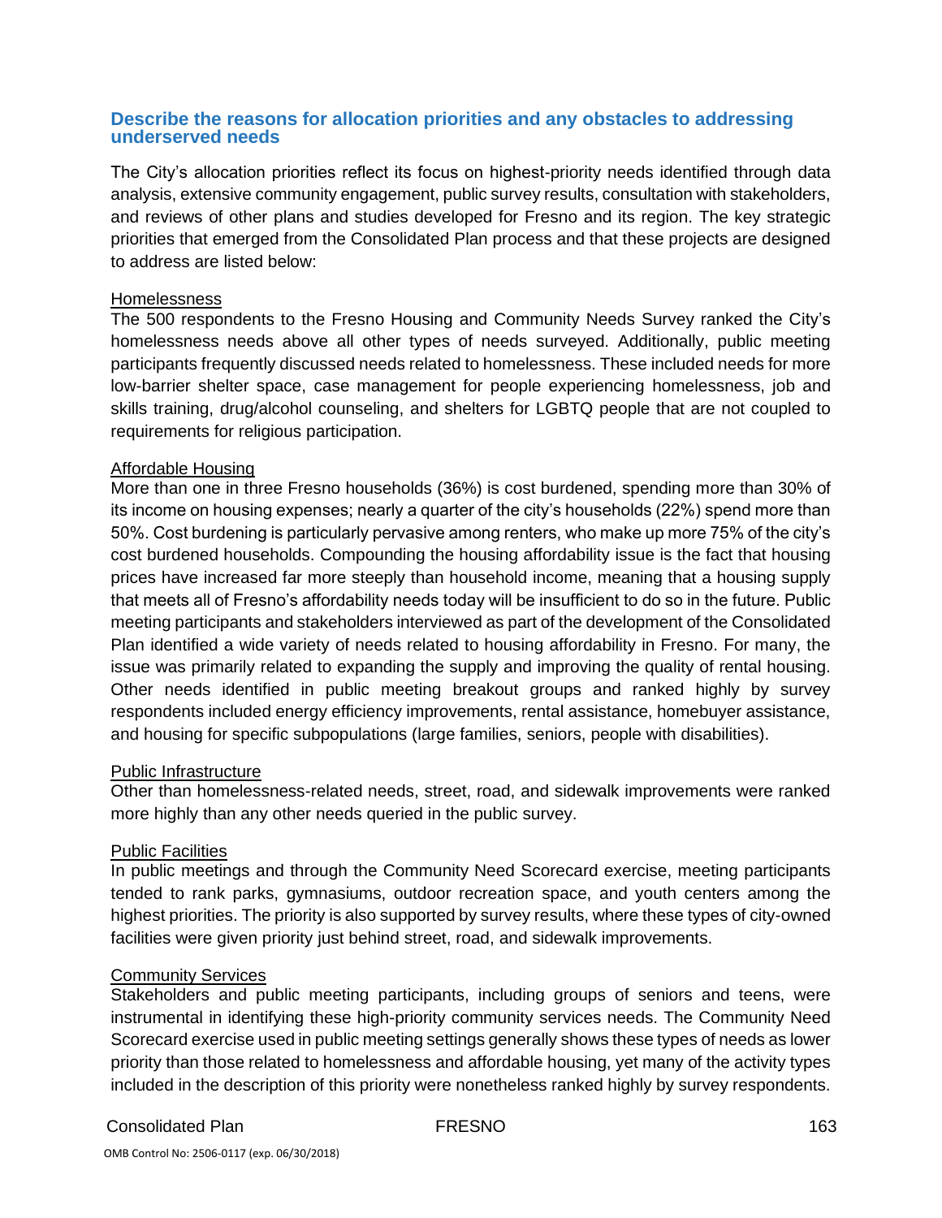## Describe the reasons for allocation priorities and any obstacles to addressing underserved needs

The City's allocation priorities reflect its focus on highest-priority needs identified through data analysis, extensive community engagement, public survey results, consultation with stakeholders, and reviews of other plans and studies developed for Fresno and its region. The key strategic priorities that emerged from the Consolidated Plan process and that these projects are designed to address are listed below:

<u>Homelessness</u>

The 500 respondents to the Fresno Housing and Community Needs Survey ranked the City's homelessness needs above all other types of needs surveyed. Additionally, public meeting participants frequently discussed needs related to homelessness. These included needs for more low-barrier shelter space, case management for people experiencing homelessness, job and skills training, drug/alcohol counseling, and shelters for LGBTQ people that are not coupled to requirements for religious participation.

<u>Affordable Housing</u>

More than one in three Fresno households (36%) is cost burdened, spending more than 30% of its income on housing expenses; nearly a quarter of the city's households (22%) spend more than 50%. Cost burdening is particularly pervasive among renters, who make up more 75% of the city's cost burdened households. Compounding the housing affordability issue is the fact that housing prices have increased far more steeply than household income, meaning that a housing supply that meets all of Fresno's affordability needs today will be insufficient to do so in the future. Public meeting participants and stakeholders interviewed as part of the development of the Consolidated Plan identified a wide variety of needs related to housing affordability in Fresno. For many, the issue was primarily related to expanding the supply and improving the quality of rental housing. Other needs identified in public meeting breakout groups and ranked highly by survey respondents included energy efficiency improvements, rental assistance, homebuyer assistance, and housing for specific subpopulations (large families, seniors, people with disabilities).

<u>Public Infrastructure</u>

Other than homelessness-related needs, street, road, and sidewalk improvements were ranked more highly than any other needs queried in the public survey.

<u>Public Facilities</u>

In public meetings and through the Community Need Scorecard exercise, meeting participants tended to rank parks, gymnasiums, outdoor recreation space, and youth centers among the highest priorities. The priority is also supported by survey results, where these types of city-owned facilities were given priority just behind street, road, and sidewalk improvements.

<u>Community Services</u>

Stakeholders and public meeting participants, including groups of seniors and teens, were instrumental in identifying these high-priority community services needs. The Community Need Scorecard exercise used in public meeting settings generally shows these types of needs as lower priority than those related to homelessness and affordable housing, yet many of the activity types included in the description of this priority were nonetheless ranked highly by survey respondents.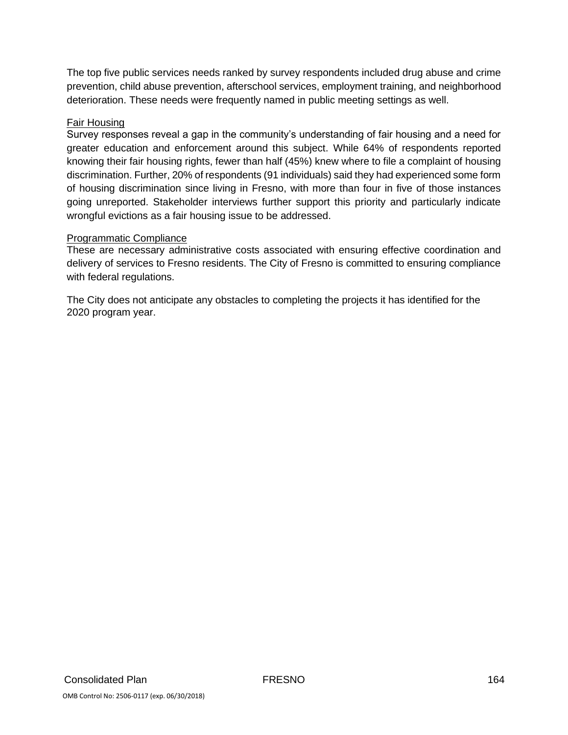The top five public services needs ranked by survey respondents included drug abuse and crime prevention, child abuse prevention, afterschool services, employment training, and neighborhood deterioration. These needs were frequently named in public meeting settings as well.

<u>Fair Housing</u>

Survey responses reveal a gap in the community's understanding of fair housing and a need for greater education and enforcement around this subject. While 64% of respondents reported knowing their fair housing rights, fewer than half (45%) knew where to file a complaint of housing discrimination. Further, 20% of respondents (91 individuals) said they had experienced some form of housing discrimination since living in Fresno, with more than four in five of those instances going unreported. Stakeholder interviews further support this priority and particularly indicate wrongful evictions as a fair housing issue to be addressed.

<u>Programmatic Compliance</u>

These are necessary administrative costs associated with ensuring effective coordination and delivery of services to Fresno residents. The City of Fresno is committed to ensuring compliance with federal regulations.

The City does not anticipate any obstacles to completing the projects it has identified for the 2020 program year.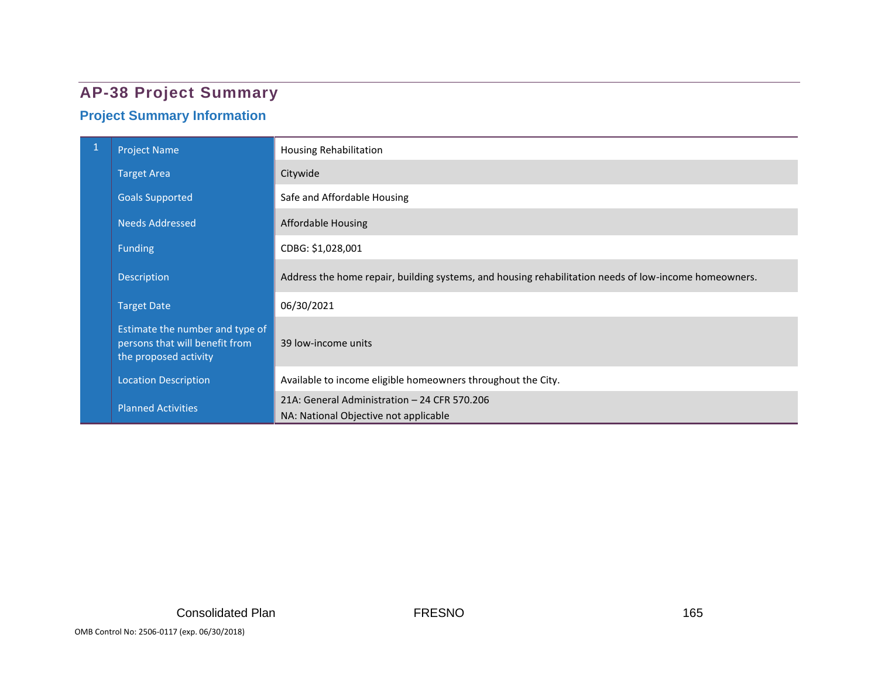## AP-38 Project Summary

### Project Summary Information

| | | |
|---|---|---|
| 1 | Project Name | Housing Rehabilitation |
| | Target Area | Citywide |
| | Goals Supported | Safe and Affordable Housing |
| | Needs Addressed | Affordable Housing |
| | Funding | CDBG: $1,028,001 |
| | Description | Address the home repair, building systems, and housing rehabilitation needs of low-income homeowners. |
| | Target Date | 06/30/2021 |
| | Estimate the number and type of persons that will benefit from the proposed activity | 39 low-income units |
| | Location Description | Available to income eligible homeowners throughout the City. |
| | Planned Activities | 21A: General Administration – 24 CFR 570.206<br>NA: National Objective not applicable |

OMB Control No: 2506-0117 (exp. 06/30/2018)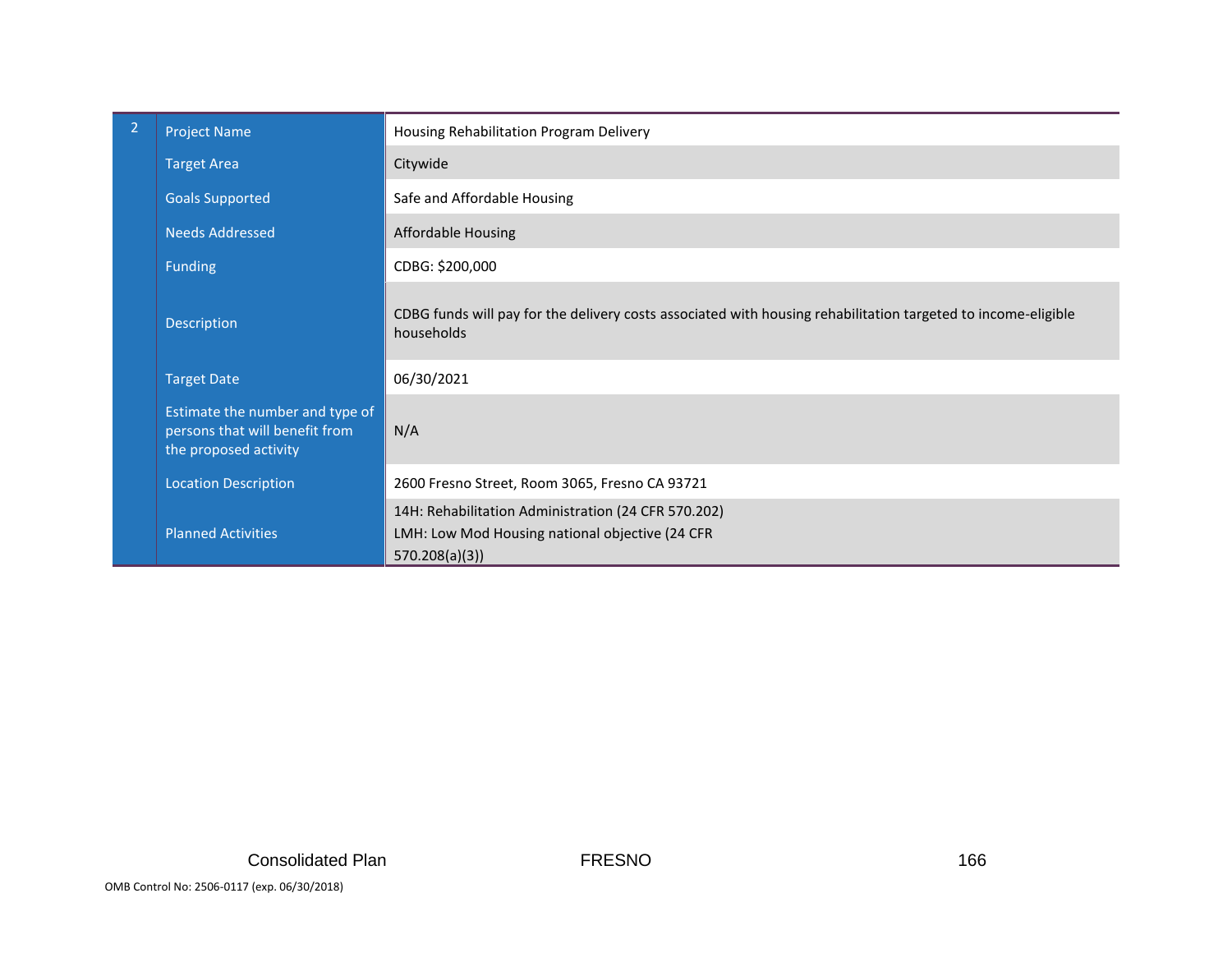| 2 | Project Name | Housing Rehabilitation Program Delivery |
|---|---|---|
| | Target Area | Citywide |
| | Goals Supported | Safe and Affordable Housing |
| | Needs Addressed | Affordable Housing |
| | Funding | CDBG: $200,000 |
| | Description | CDBG funds will pay for the delivery costs associated with housing rehabilitation targeted to income-eligible households |
| | Target Date | 06/30/2021 |
| | Estimate the number and type of persons that will benefit from the proposed activity | N/A |
| | Location Description | 2600 Fresno Street, Room 3065, Fresno CA 93721 |
| | Planned Activities | 14H: Rehabilitation Administration (24 CFR 570.202)<br>LMH: Low Mod Housing national objective (24 CFR 570.208(a)(3)) |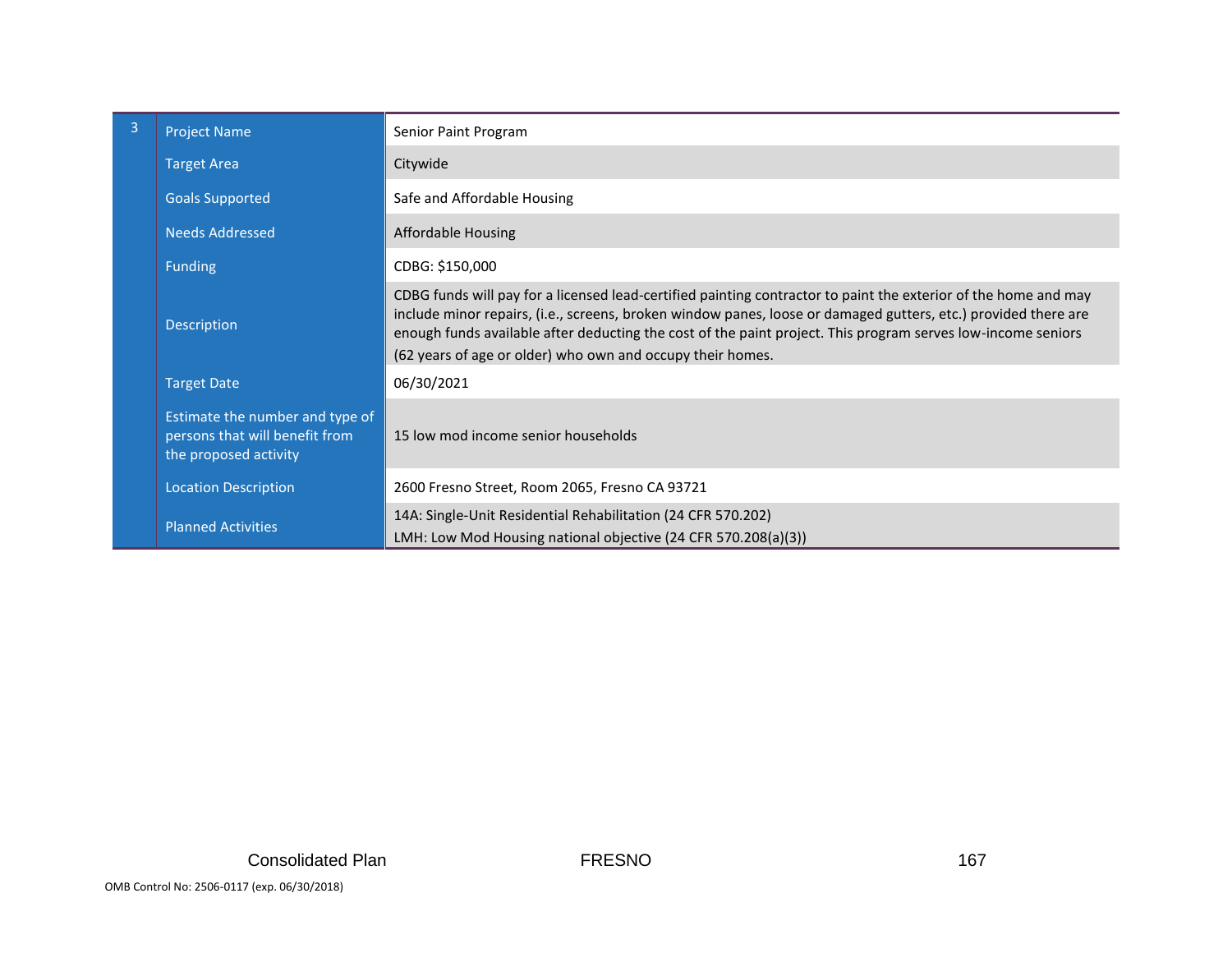| 3 | Project Name | Senior Paint Program |
|---|---|---|
| | Target Area | Citywide |
| | Goals Supported | Safe and Affordable Housing |
| | Needs Addressed | Affordable Housing |
| | Funding | CDBG: $150,000 |
| | Description | CDBG funds will pay for a licensed lead-certified painting contractor to paint the exterior of the home and may include minor repairs, (i.e., screens, broken window panes, loose or damaged gutters, etc.) provided there are enough funds available after deducting the cost of the paint project. This program serves low-income seniors (62 years of age or older) who own and occupy their homes. |
| | Target Date | 06/30/2021 |
| | Estimate the number and type of persons that will benefit from the proposed activity | 15 low mod income senior households |
| | Location Description | 2600 Fresno Street, Room 2065, Fresno CA 93721 |
| | Planned Activities | 14A: Single-Unit Residential Rehabilitation (24 CFR 570.202)<br>LMH: Low Mod Housing national objective (24 CFR 570.208(a)(3)) |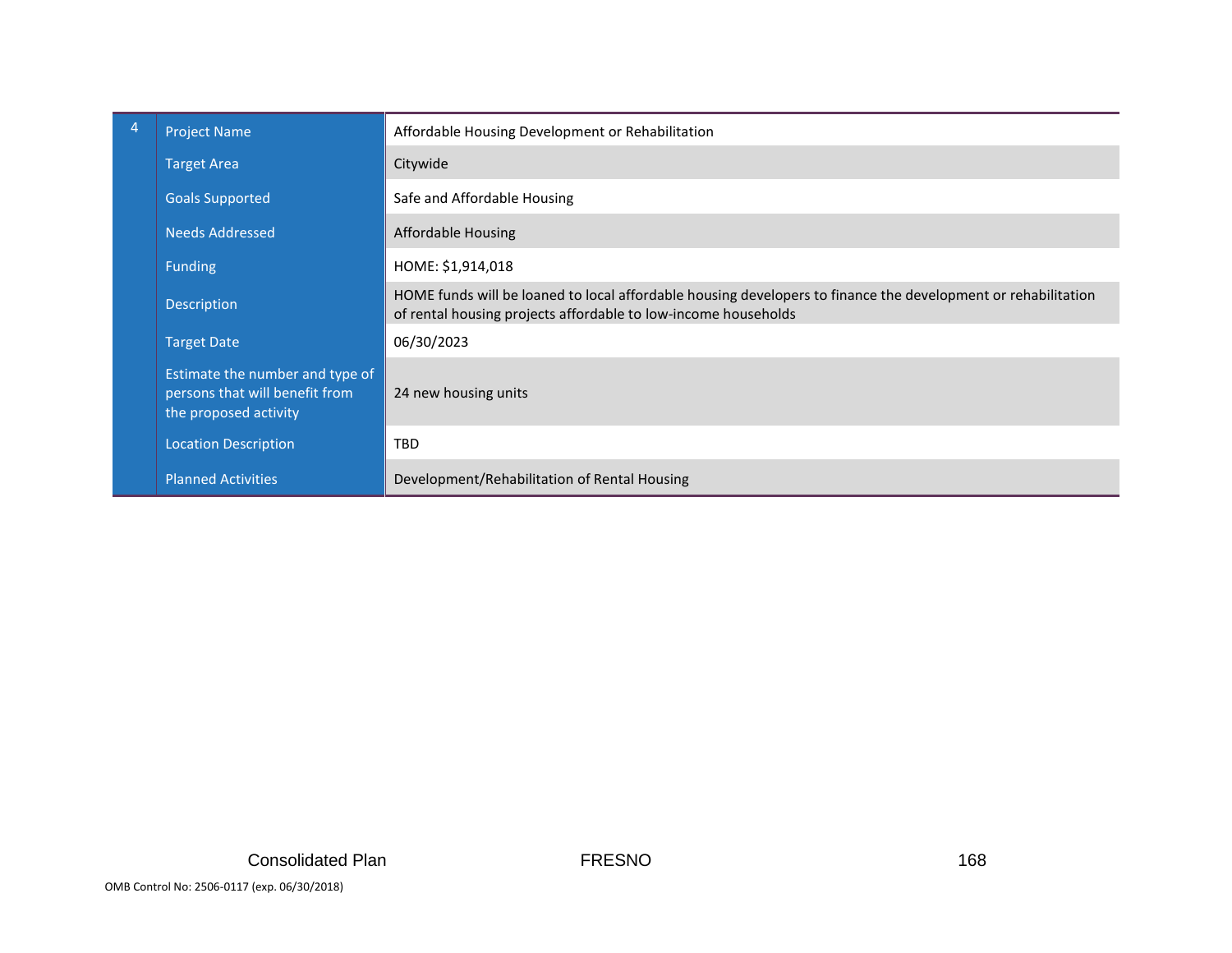| 4 | Project Name | Affordable Housing Development or Rehabilitation |
|---|---|---|
| | Target Area | Citywide |
| | Goals Supported | Safe and Affordable Housing |
| | Needs Addressed | Affordable Housing |
| | Funding | HOME: $1,914,018 |
| | Description | HOME funds will be loaned to local affordable housing developers to finance the development or rehabilitation of rental housing projects affordable to low-income households |
| | Target Date | 06/30/2023 |
| | Estimate the number and type of persons that will benefit from the proposed activity | 24 new housing units |
| | Location Description | TBD |
| | Planned Activities | Development/Rehabilitation of Rental Housing |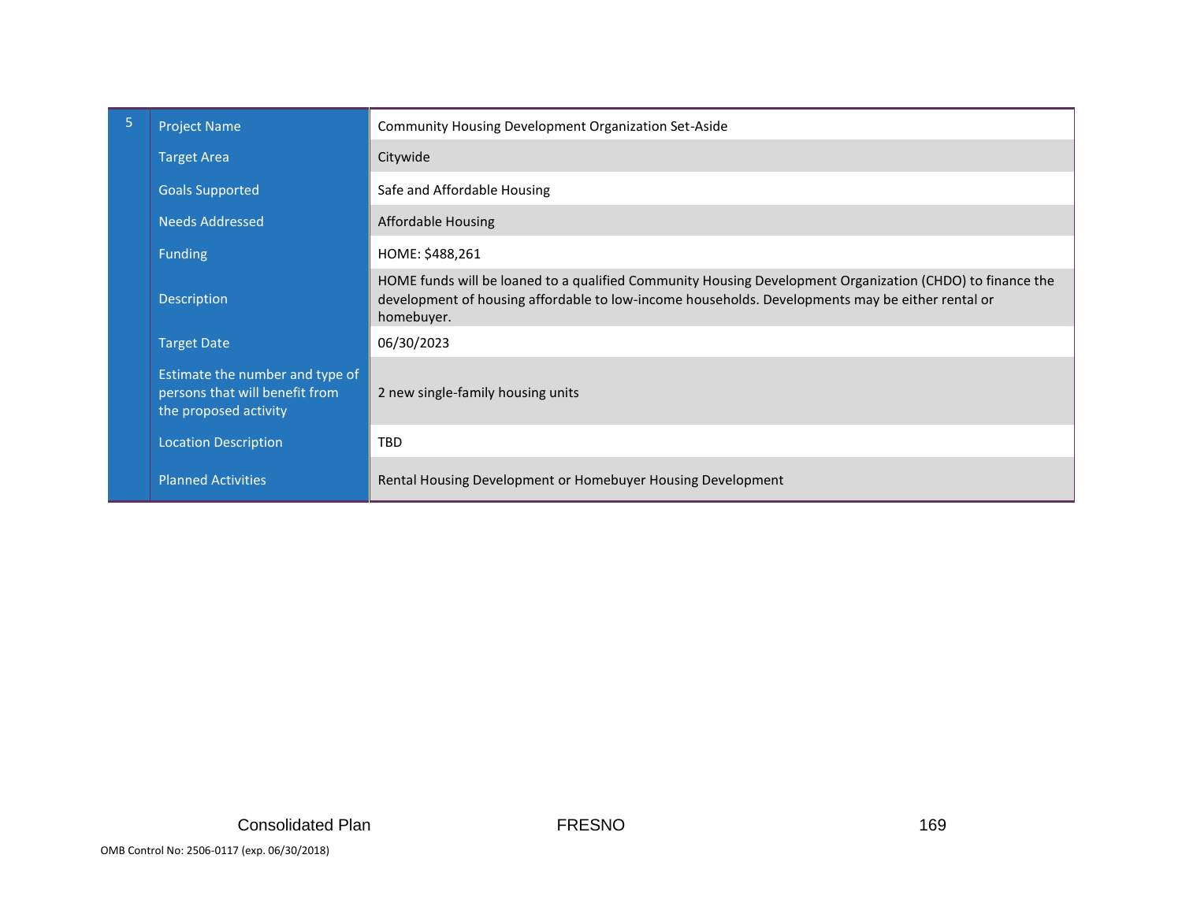| 5 | Project Name | Community Housing Development Organization Set-Aside |
|---|---|---|
| | Target Area | Citywide |
| | Goals Supported | Safe and Affordable Housing |
| | Needs Addressed | Affordable Housing |
| | Funding | HOME: $488,261 |
| | Description | HOME funds will be loaned to a qualified Community Housing Development Organization (CHDO) to finance the development of housing affordable to low-income households. Developments may be either rental or homebuyer. |
| | Target Date | 06/30/2023 |
| | Estimate the number and type of persons that will benefit from the proposed activity | 2 new single-family housing units |
| | Location Description | TBD |
| | Planned Activities | Rental Housing Development or Homebuyer Housing Development |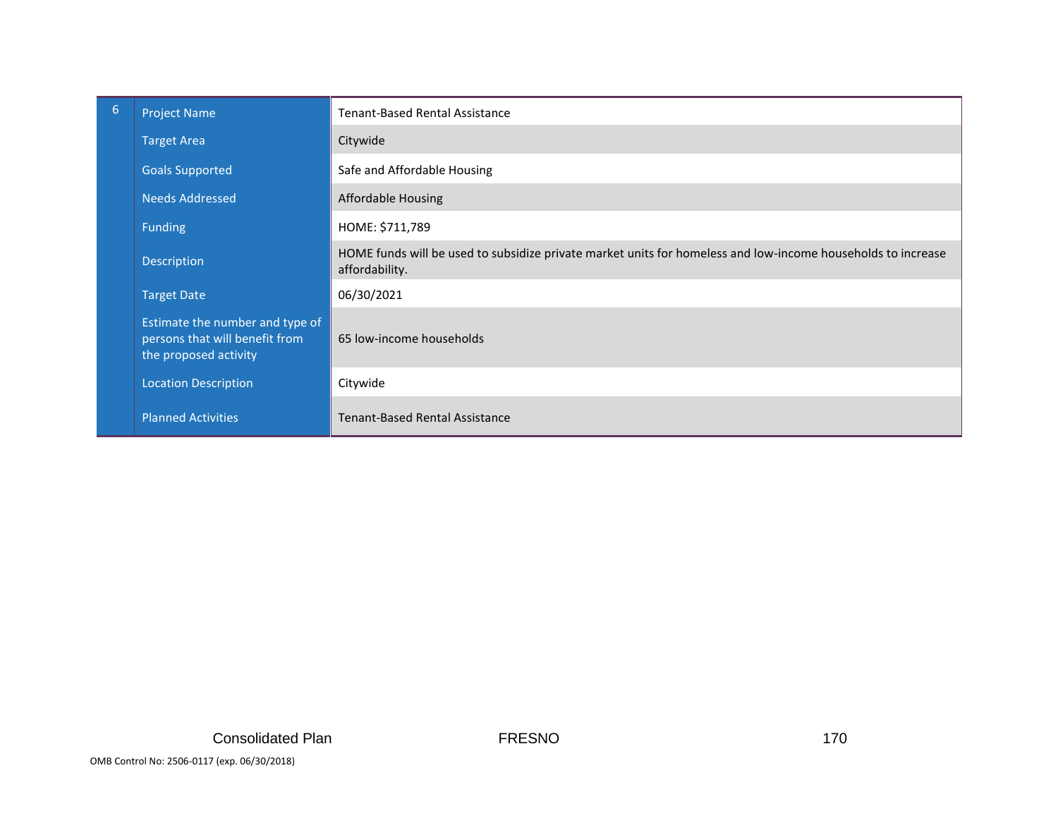| 6 | Project Name | Tenant-Based Rental Assistance |
|---|---|---|
| | Target Area | Citywide |
| | Goals Supported | Safe and Affordable Housing |
| | Needs Addressed | Affordable Housing |
| | Funding | HOME: $711,789 |
| | Description | HOME funds will be used to subsidize private market units for homeless and low-income households to increase affordability. |
| | Target Date | 06/30/2021 |
| | Estimate the number and type of persons that will benefit from the proposed activity | 65 low-income households |
| | Location Description | Citywide |
| | Planned Activities | Tenant-Based Rental Assistance |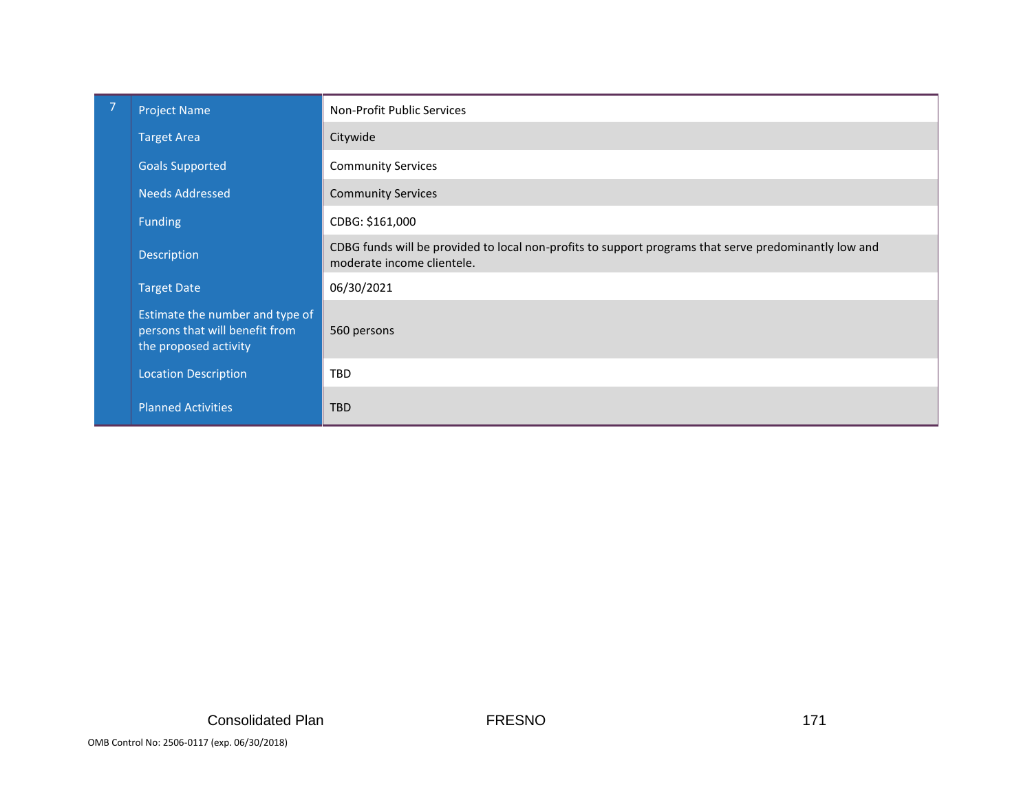| 7 | | |
|---|---|---|
| | Project Name | Non-Profit Public Services |
| | Target Area | Citywide |
| | Goals Supported | Community Services |
| | Needs Addressed | Community Services |
| | Funding | CDBG: $161,000 |
| | Description | CDBG funds will be provided to local non-profits to support programs that serve predominantly low and moderate income clientele. |
| | Target Date | 06/30/2021 |
| | Estimate the number and type of persons that will benefit from the proposed activity | 560 persons |
| | Location Description | TBD |
| | Planned Activities | TBD |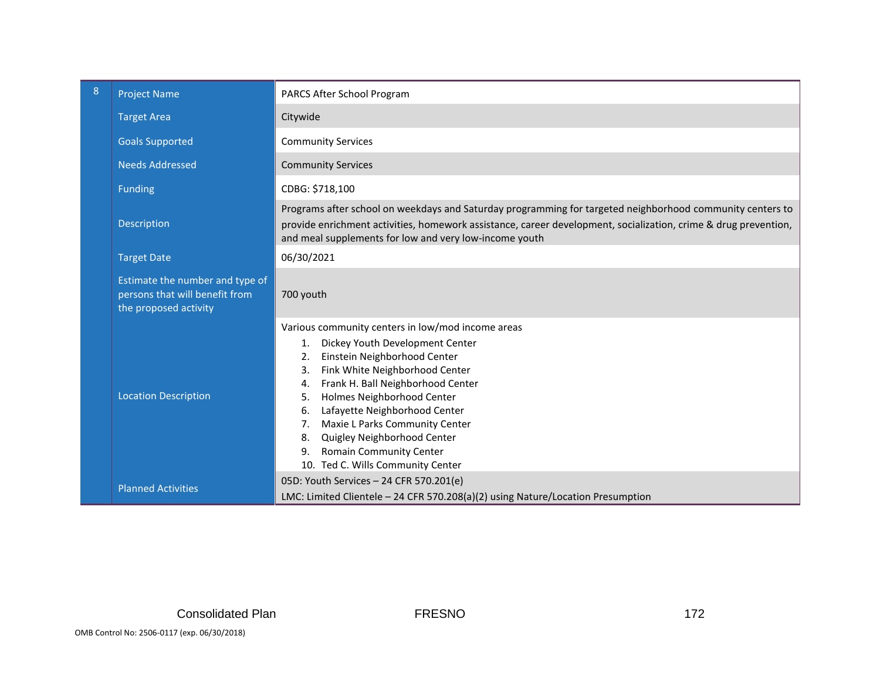| 8 | Project Name | PARCS After School Program |
|---|---|---|
| | Target Area | Citywide |
| | Goals Supported | Community Services |
| | Needs Addressed | Community Services |
| | Funding | CDBG: $718,100 |
| | Description | Programs after school on weekdays and Saturday programming for targeted neighborhood community centers to provide enrichment activities, homework assistance, career development, socialization, crime & drug prevention, and meal supplements for low and very low-income youth |
| | Target Date | 06/30/2021 |
| | Estimate the number and type of persons that will benefit from the proposed activity | 700 youth |
| | Location Description | Various community centers in low/mod income areas<br>1. Dickey Youth Development Center<br>2. Einstein Neighborhood Center<br>3. Fink White Neighborhood Center<br>4. Frank H. Ball Neighborhood Center<br>5. Holmes Neighborhood Center<br>6. Lafayette Neighborhood Center<br>7. Maxie L Parks Community Center<br>8. Quigley Neighborhood Center<br>9. Romain Community Center<br>10. Ted C. Wills Community Center |
| | Planned Activities | 05D: Youth Services – 24 CFR 570.201(e)<br>LMC: Limited Clientele – 24 CFR 570.208(a)(2) using Nature/Location Presumption |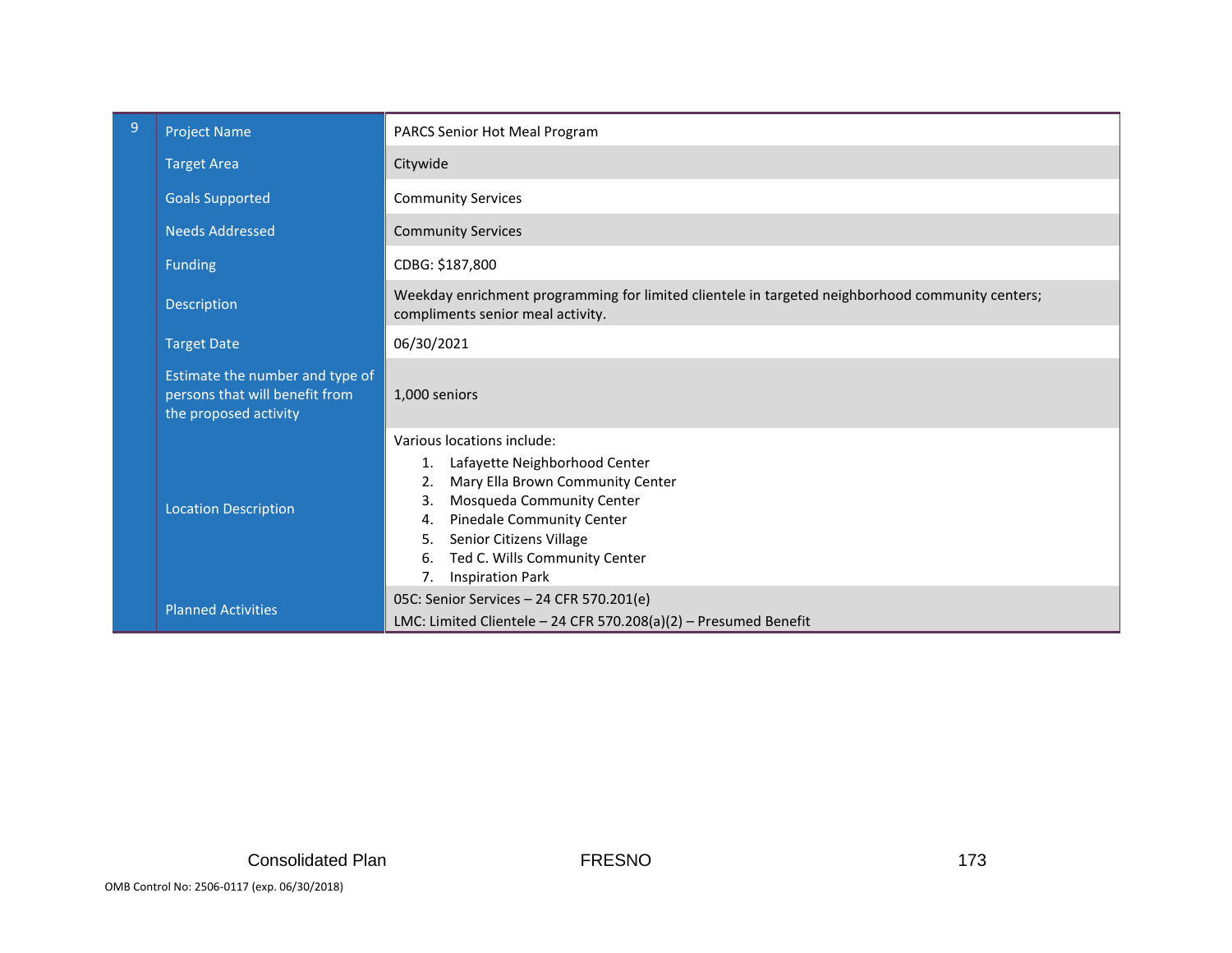| 9 | Project Name | PARCS Senior Hot Meal Program |
|---|---|---|
| | Target Area | Citywide |
| | Goals Supported | Community Services |
| | Needs Addressed | Community Services |
| | Funding | CDBG: $187,800 |
| | Description | Weekday enrichment programming for limited clientele in targeted neighborhood community centers; compliments senior meal activity. |
| | Target Date | 06/30/2021 |
| | Estimate the number and type of persons that will benefit from the proposed activity | 1,000 seniors |
| | Location Description | Various locations include:<br>1. Lafayette Neighborhood Center<br>2. Mary Ella Brown Community Center<br>3. Mosqueda Community Center<br>4. Pinedale Community Center<br>5. Senior Citizens Village<br>6. Ted C. Wills Community Center<br>7. Inspiration Park |
| | Planned Activities | 05C: Senior Services – 24 CFR 570.201(e)<br>LMC: Limited Clientele – 24 CFR 570.208(a)(2) – Presumed Benefit |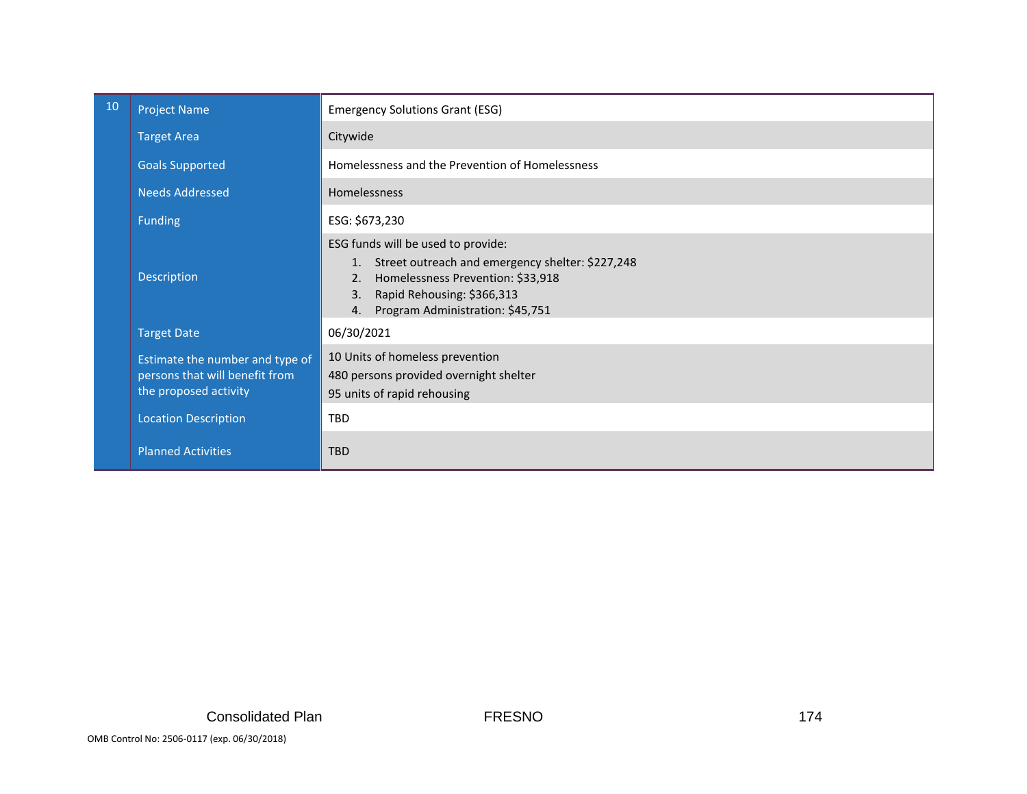| 10 | Project Name | Emergency Solutions Grant (ESG) |
|---|---|---|
| | Target Area | Citywide |
| | Goals Supported | Homelessness and the Prevention of Homelessness |
| | Needs Addressed | Homelessness |
| | Funding | ESG: $673,230 |
| | Description | ESG funds will be used to provide:<br>1. Street outreach and emergency shelter: $227,248<br>2. Homelessness Prevention: $33,918<br>3. Rapid Rehousing: $366,313<br>4. Program Administration: $45,751 |
| | Target Date | 06/30/2021 |
| | Estimate the number and type of persons that will benefit from the proposed activity | 10 Units of homeless prevention<br>480 persons provided overnight shelter<br>95 units of rapid rehousing |
| | Location Description | TBD |
| | Planned Activities | TBD |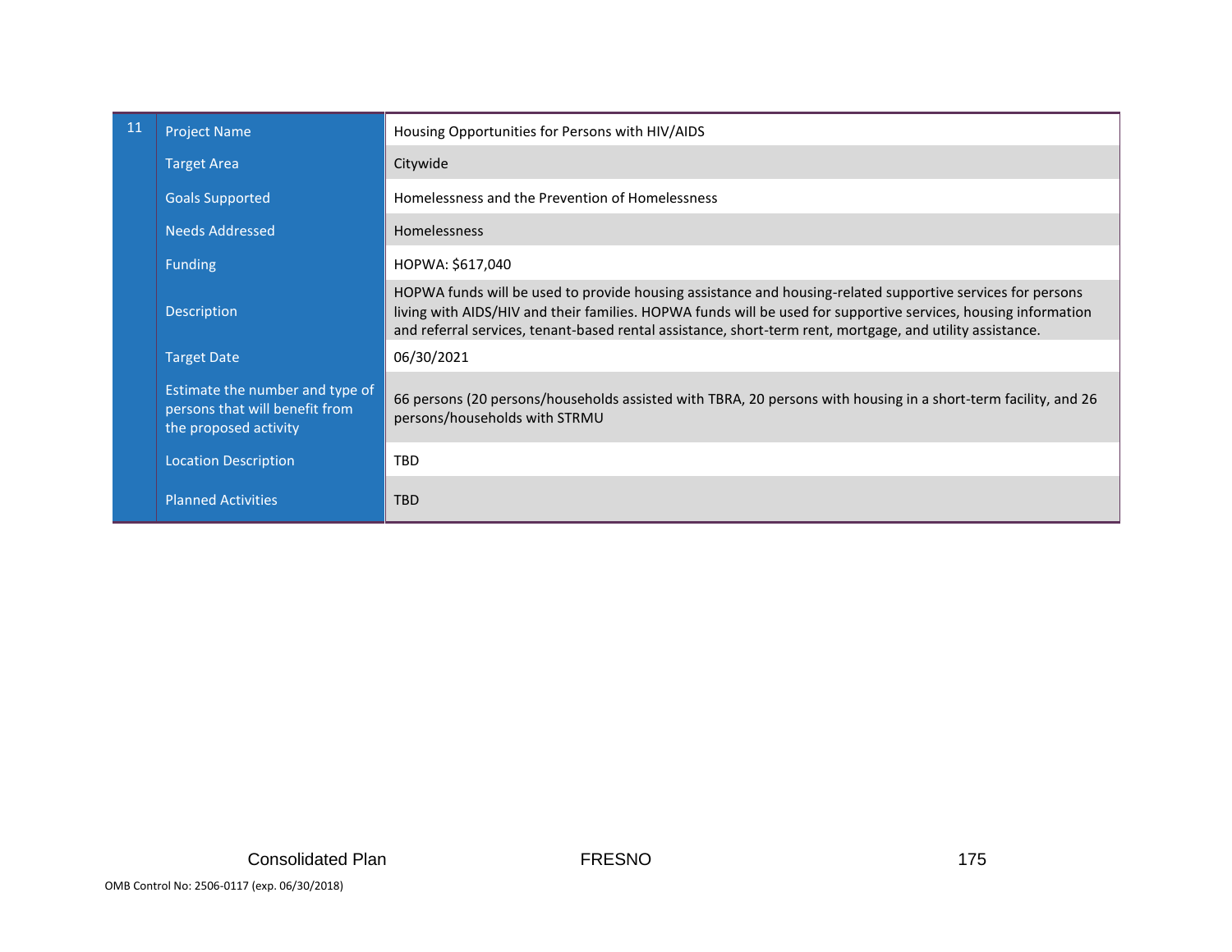| 11 | | |
|---|---|---|
| | Project Name | Housing Opportunities for Persons with HIV/AIDS |
| | Target Area | Citywide |
| | Goals Supported | Homelessness and the Prevention of Homelessness |
| | Needs Addressed | Homelessness |
| | Funding | HOPWA: $617,040 |
| | Description | HOPWA funds will be used to provide housing assistance and housing-related supportive services for persons living with AIDS/HIV and their families. HOPWA funds will be used for supportive services, housing information and referral services, tenant-based rental assistance, short-term rent, mortgage, and utility assistance. |
| | Target Date | 06/30/2021 |
| | Estimate the number and type of persons that will benefit from the proposed activity | 66 persons (20 persons/households assisted with TBRA, 20 persons with housing in a short-term facility, and 26 persons/households with STRMU |
| | Location Description | TBD |
| | Planned Activities | TBD |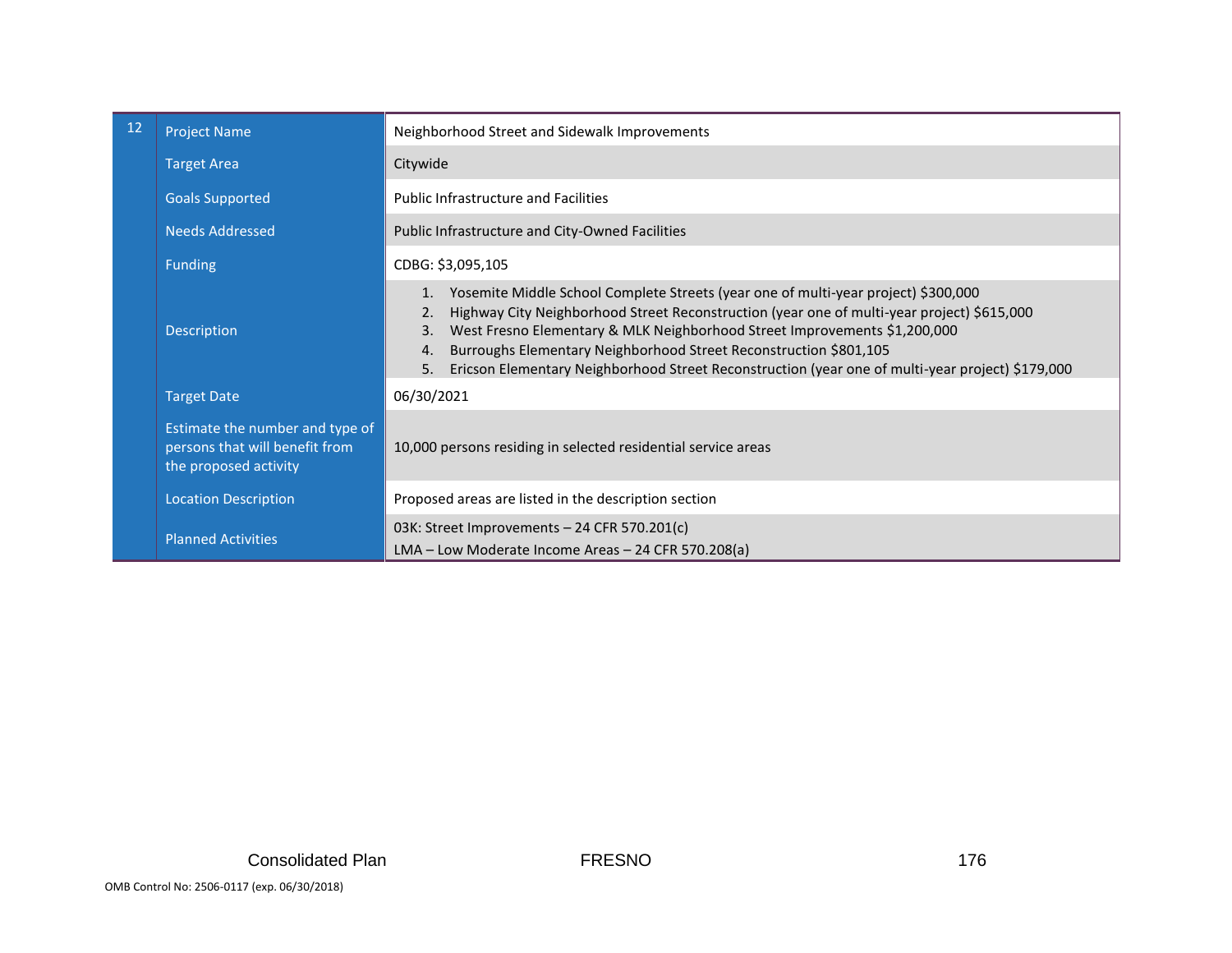| 12 | Project Name | Neighborhood Street and Sidewalk Improvements |
|---|---|---|
| | Target Area | Citywide |
| | Goals Supported | Public Infrastructure and Facilities |
| | Needs Addressed | Public Infrastructure and City-Owned Facilities |
| | Funding | CDBG: $3,095,105 |
| | Description | 1. Yosemite Middle School Complete Streets (year one of multi-year project) $300,000<br>2. Highway City Neighborhood Street Reconstruction (year one of multi-year project) $615,000<br>3. West Fresno Elementary & MLK Neighborhood Street Improvements $1,200,000<br>4. Burroughs Elementary Neighborhood Street Reconstruction $801,105<br>5. Ericson Elementary Neighborhood Street Reconstruction (year one of multi-year project) $179,000 |
| | Target Date | 06/30/2021 |
| | Estimate the number and type of persons that will benefit from the proposed activity | 10,000 persons residing in selected residential service areas |
| | Location Description | Proposed areas are listed in the description section |
| | Planned Activities | 03K: Street Improvements – 24 CFR 570.201(c)<br>LMA – Low Moderate Income Areas – 24 CFR 570.208(a) |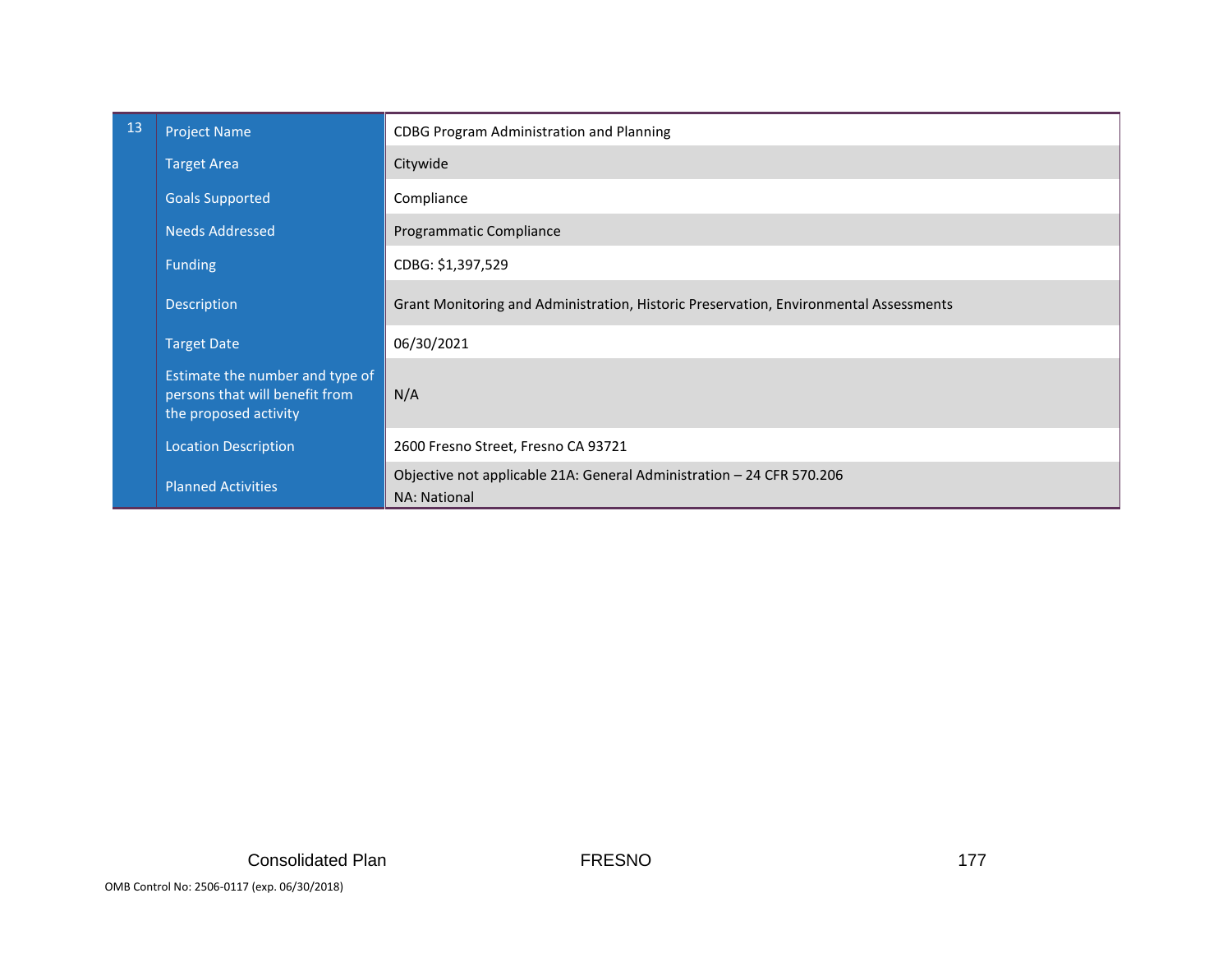| 13 | Project Name | CDBG Program Administration and Planning |
|---|---|---|
| | Target Area | Citywide |
| | Goals Supported | Compliance |
| | Needs Addressed | Programmatic Compliance |
| | Funding | CDBG: $1,397,529 |
| | Description | Grant Monitoring and Administration, Historic Preservation, Environmental Assessments |
| | Target Date | 06/30/2021 |
| | Estimate the number and type of persons that will benefit from the proposed activity | N/A |
| | Location Description | 2600 Fresno Street, Fresno CA 93721 |
| | Planned Activities | Objective not applicable 21A: General Administration – 24 CFR 570.206<br>NA: National |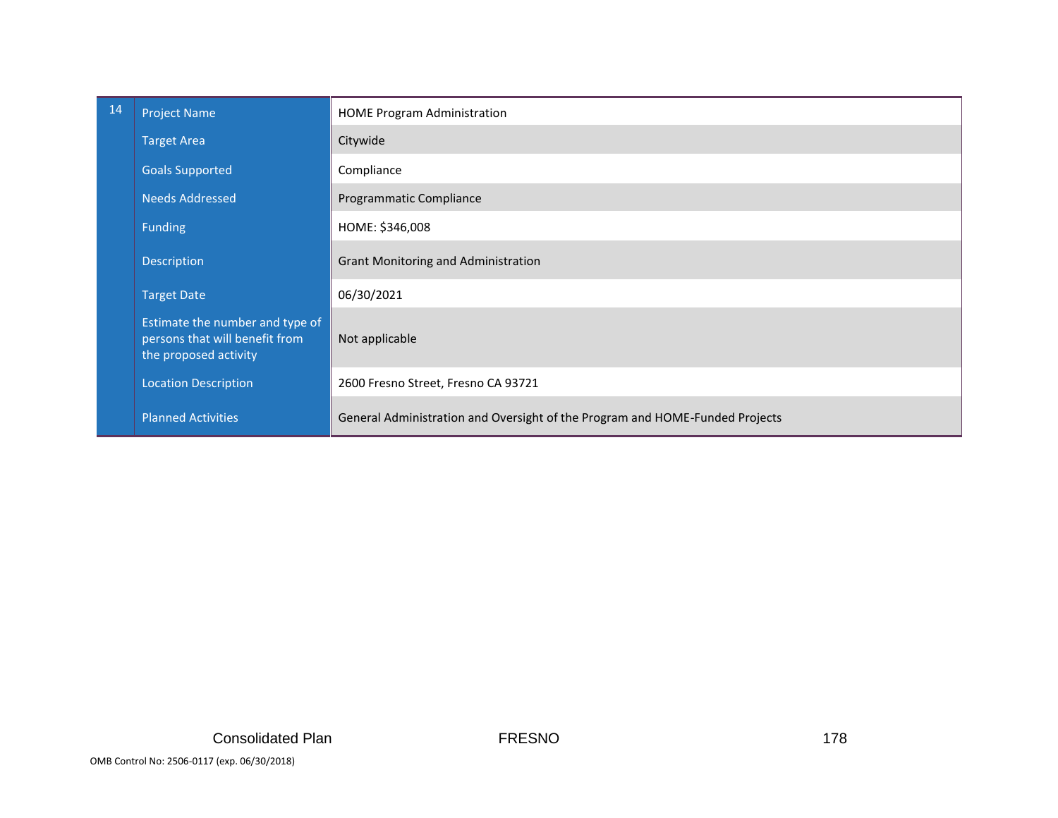| 14 | Project Name | HOME Program Administration |
|---|---|---|
| | Target Area | Citywide |
| | Goals Supported | Compliance |
| | Needs Addressed | Programmatic Compliance |
| | Funding | HOME: $346,008 |
| | Description | Grant Monitoring and Administration |
| | Target Date | 06/30/2021 |
| | Estimate the number and type of persons that will benefit from the proposed activity | Not applicable |
| | Location Description | 2600 Fresno Street, Fresno CA 93721 |
| | Planned Activities | General Administration and Oversight of the Program and HOME-Funded Projects |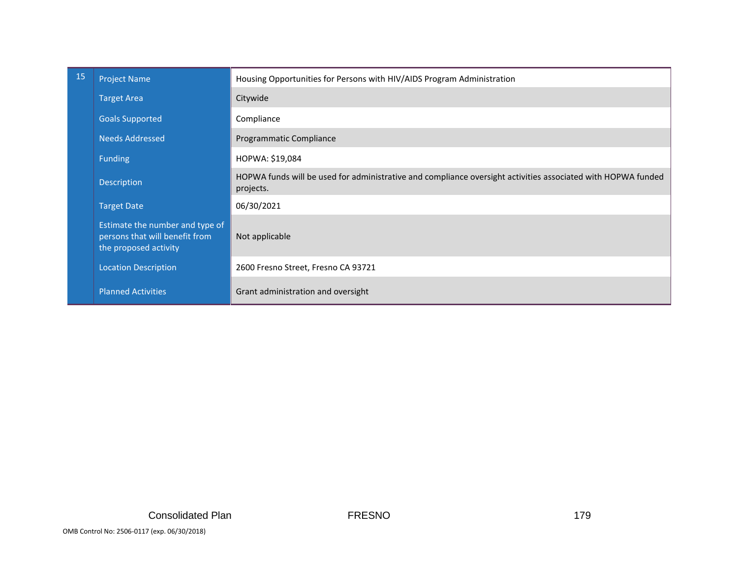| 15 | Project Name | Housing Opportunities for Persons with HIV/AIDS Program Administration |
|---|---|---|
| | Target Area | Citywide |
| | Goals Supported | Compliance |
| | Needs Addressed | Programmatic Compliance |
| | Funding | HOPWA: $19,084 |
| | Description | HOPWA funds will be used for administrative and compliance oversight activities associated with HOPWA funded projects. |
| | Target Date | 06/30/2021 |
| | Estimate the number and type of persons that will benefit from the proposed activity | Not applicable |
| | Location Description | 2600 Fresno Street, Fresno CA 93721 |
| | Planned Activities | Grant administration and oversight |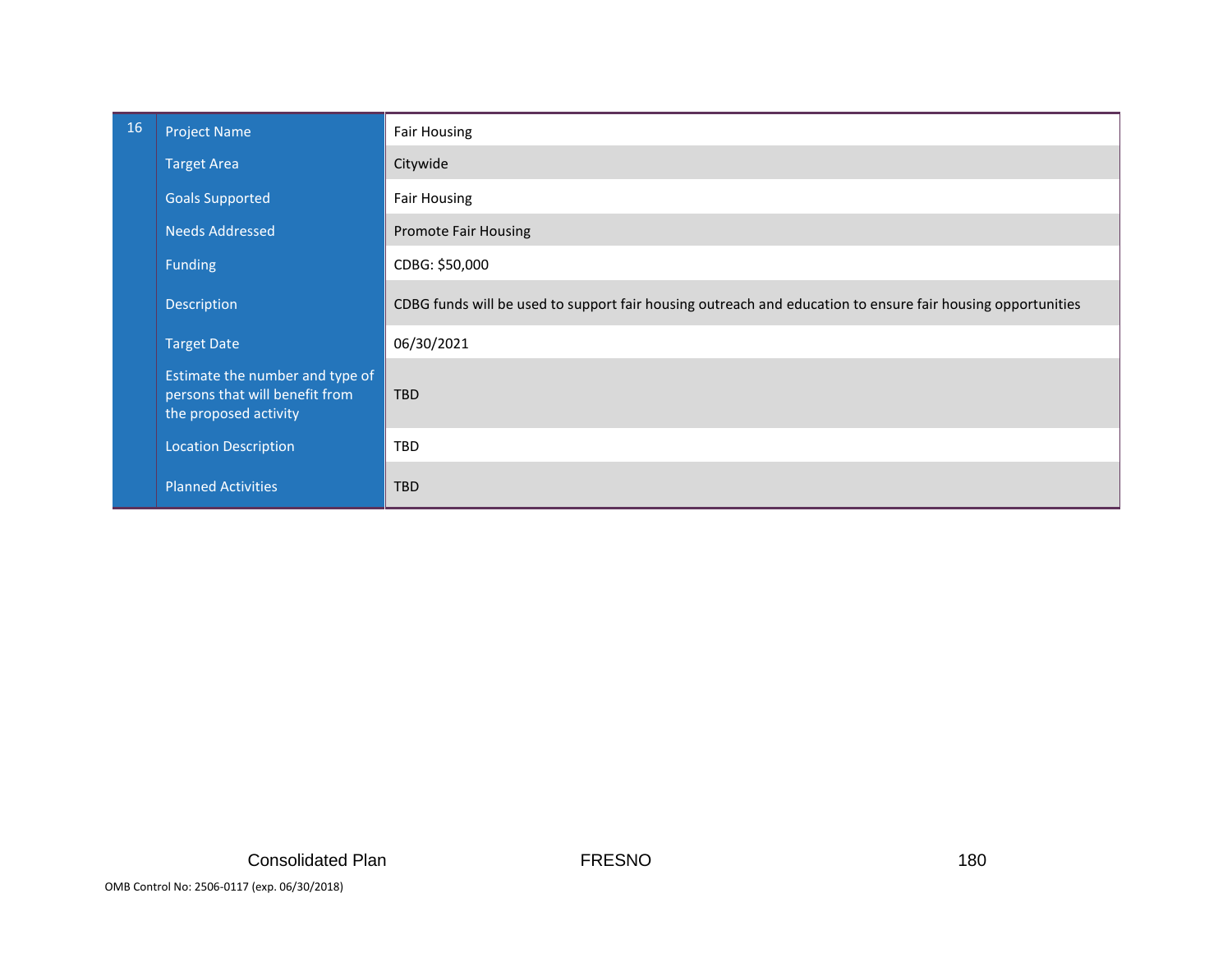| 16 | Project Name | Fair Housing |
|---|---|---|
| | Target Area | Citywide |
| | Goals Supported | Fair Housing |
| | Needs Addressed | Promote Fair Housing |
| | Funding | CDBG: $50,000 |
| | Description | CDBG funds will be used to support fair housing outreach and education to ensure fair housing opportunities |
| | Target Date | 06/30/2021 |
| | Estimate the number and type of persons that will benefit from the proposed activity | TBD |
| | Location Description | TBD |
| | Planned Activities | TBD |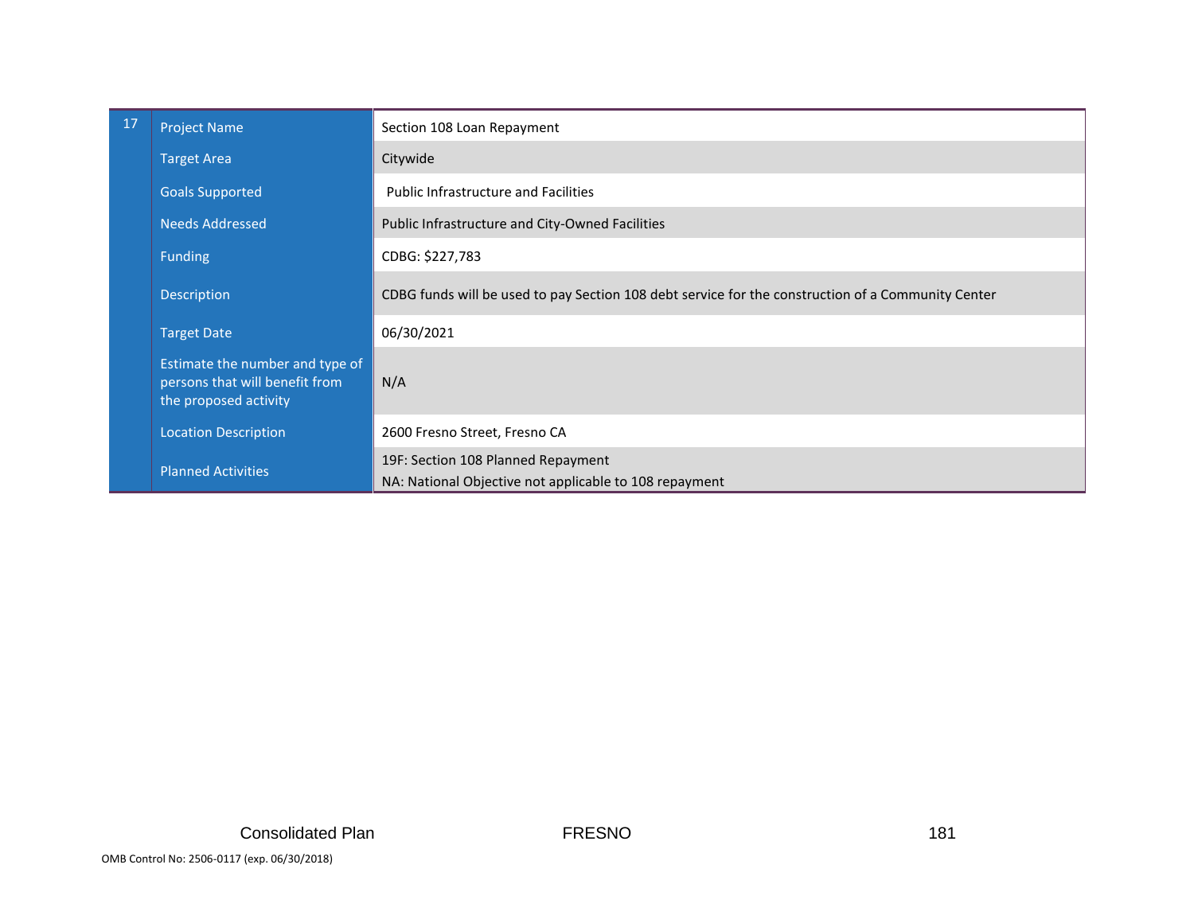| 17 | Project Name | Section 108 Loan Repayment |
|---|---|---|
| | Target Area | Citywide |
| | Goals Supported | Public Infrastructure and Facilities |
| | Needs Addressed | Public Infrastructure and City-Owned Facilities |
| | Funding | CDBG: $227,783 |
| | Description | CDBG funds will be used to pay Section 108 debt service for the construction of a Community Center |
| | Target Date | 06/30/2021 |
| | Estimate the number and type of persons that will benefit from the proposed activity | N/A |
| | Location Description | 2600 Fresno Street, Fresno CA |
| | Planned Activities | 19F: Section 108 Planned Repayment<br>NA: National Objective not applicable to 108 repayment |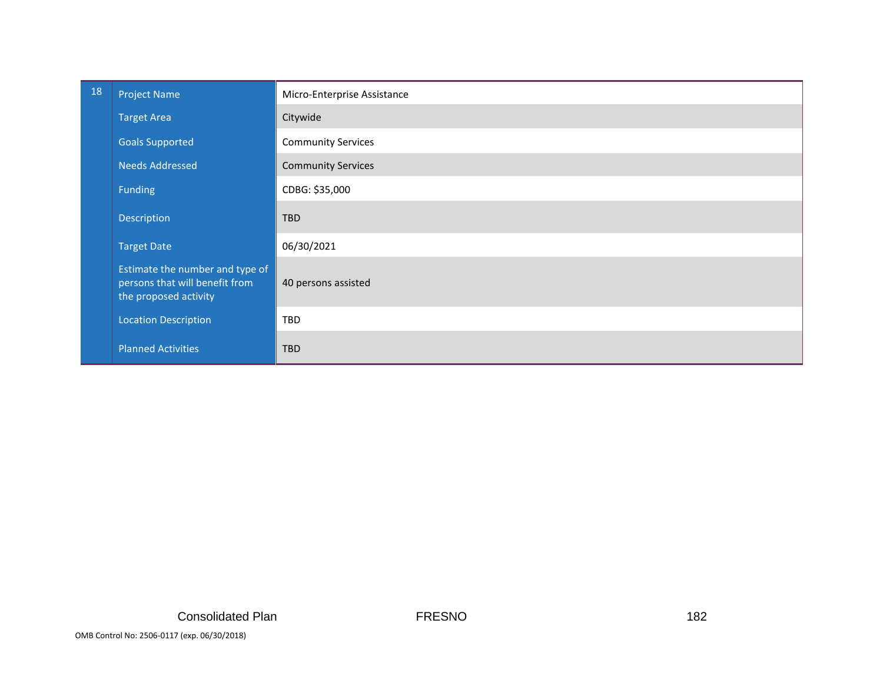| 18 | Project Name | Micro-Enterprise Assistance |
|---|---|---|
| | Target Area | Citywide |
| | Goals Supported | Community Services |
| | Needs Addressed | Community Services |
| | Funding | CDBG: $35,000 |
| | Description | TBD |
| | Target Date | 06/30/2021 |
| | Estimate the number and type of persons that will benefit from the proposed activity | 40 persons assisted |
| | Location Description | TBD |
| | Planned Activities | TBD |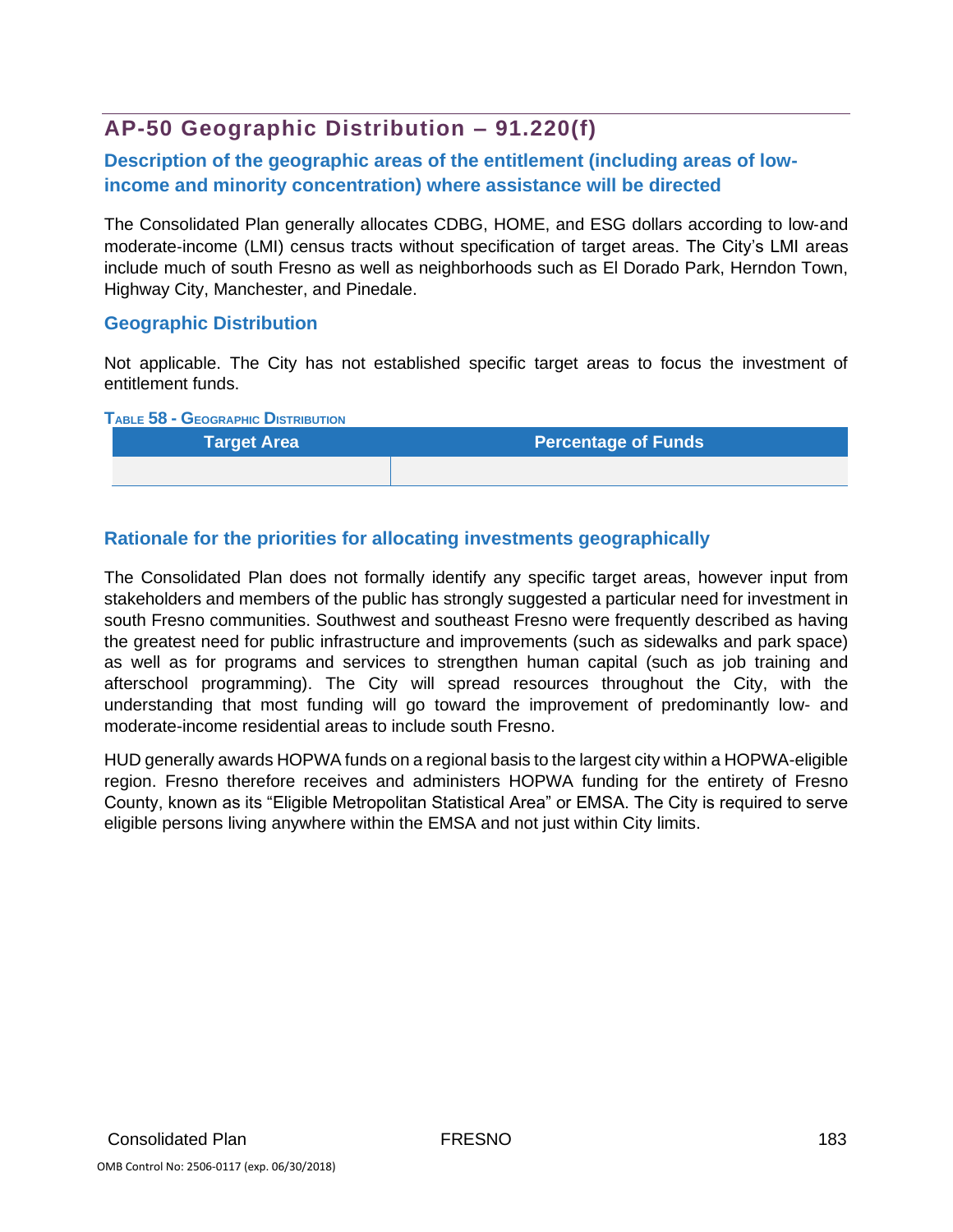## AP-50 Geographic Distribution – 91.220(f)

### Description of the geographic areas of the entitlement (including areas of low-income and minority concentration) where assistance will be directed

The Consolidated Plan generally allocates CDBG, HOME, and ESG dollars according to low-and moderate-income (LMI) census tracts without specification of target areas. The City's LMI areas include much of south Fresno as well as neighborhoods such as El Dorado Park, Herndon Town, Highway City, Manchester, and Pinedale.

### Geographic Distribution

Not applicable. The City has not established specific target areas to focus the investment of entitlement funds.

**Table 58 - Geographic Distribution**

| Target Area | Percentage of Funds |
| --- | --- |
| | |

### Rationale for the priorities for allocating investments geographically

The Consolidated Plan does not formally identify any specific target areas, however input from stakeholders and members of the public has strongly suggested a particular need for investment in south Fresno communities. Southwest and southeast Fresno were frequently described as having the greatest need for public infrastructure and improvements (such as sidewalks and park space) as well as for programs and services to strengthen human capital (such as job training and afterschool programming). The City will spread resources throughout the City, with the understanding that most funding will go toward the improvement of predominantly low- and moderate-income residential areas to include south Fresno.

HUD generally awards HOPWA funds on a regional basis to the largest city within a HOPWA-eligible region. Fresno therefore receives and administers HOPWA funding for the entirety of Fresno County, known as its "Eligible Metropolitan Statistical Area" or EMSA. The City is required to serve eligible persons living anywhere within the EMSA and not just within City limits.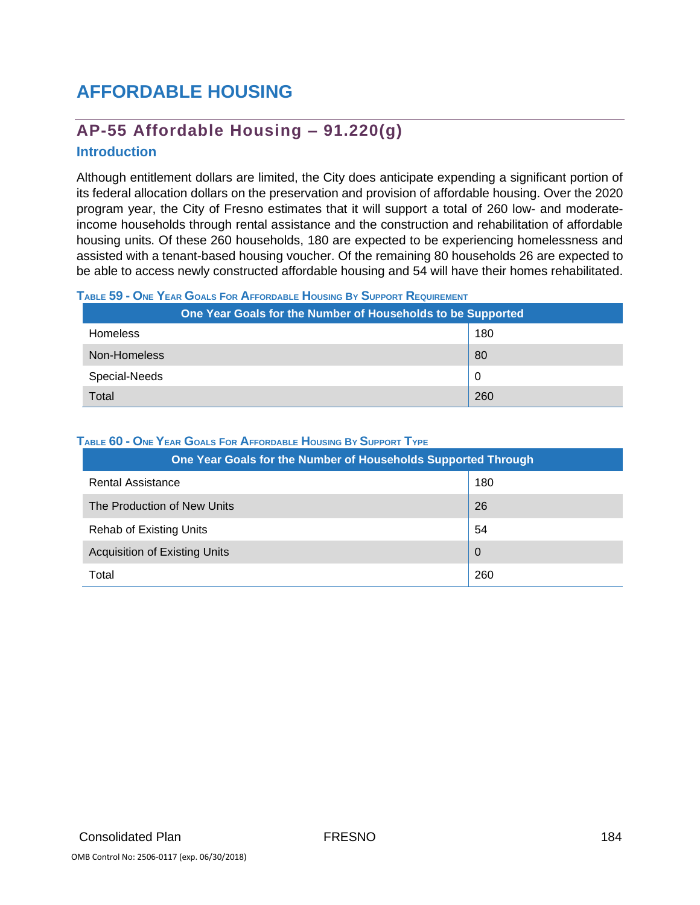# AFFORDABLE HOUSING

## AP-55 Affordable Housing – 91.220(g)

### Introduction

Although entitlement dollars are limited, the City does anticipate expending a significant portion of its federal allocation dollars on the preservation and provision of affordable housing. Over the 2020 program year, the City of Fresno estimates that it will support a total of 260 low- and moderate-income households through rental assistance and the construction and rehabilitation of affordable housing units. Of these 260 households, 180 are expected to be experiencing homelessness and assisted with a tenant-based housing voucher. Of the remaining 80 households 26 are expected to be able to access newly constructed affordable housing and 54 will have their homes rehabilitated.

**Table 59 - One Year Goals For Affordable Housing By Support Requirement**

| One Year Goals for the Number of Households to be Supported | |
|---|---|
| Homeless | 180 |
| Non-Homeless | 80 |
| Special-Needs | 0 |
| Total | 260 |

**Table 60 - One Year Goals For Affordable Housing By Support Type**

| One Year Goals for the Number of Households Supported Through | |
|---|---|
| Rental Assistance | 180 |
| The Production of New Units | 26 |
| Rehab of Existing Units | 54 |
| Acquisition of Existing Units | 0 |
| Total | 260 |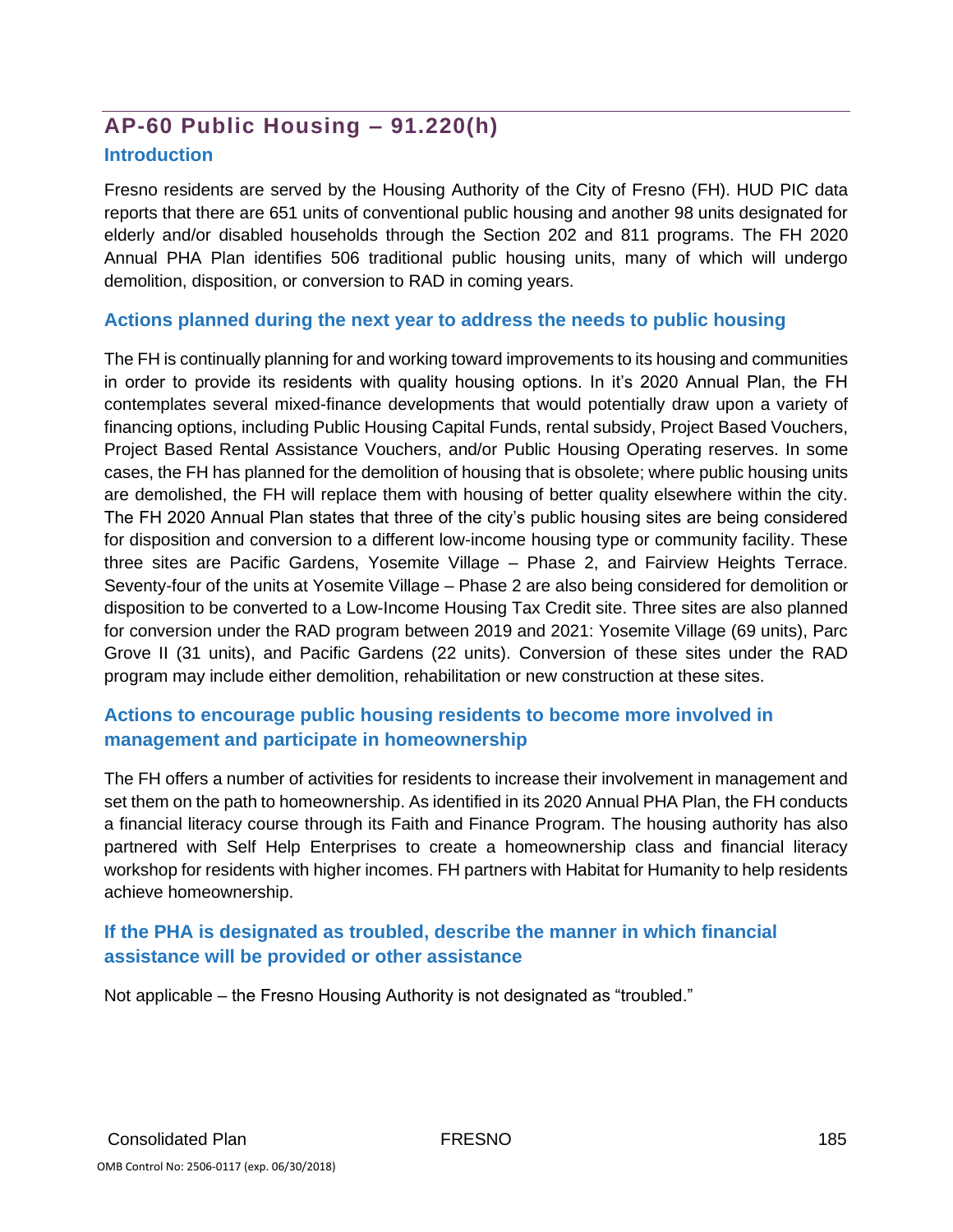## AP-60 Public Housing – 91.220(h)

### Introduction

Fresno residents are served by the Housing Authority of the City of Fresno (FH). HUD PIC data reports that there are 651 units of conventional public housing and another 98 units designated for elderly and/or disabled households through the Section 202 and 811 programs. The FH 2020 Annual PHA Plan identifies 506 traditional public housing units, many of which will undergo demolition, disposition, or conversion to RAD in coming years.

### Actions planned during the next year to address the needs to public housing

The FH is continually planning for and working toward improvements to its housing and communities in order to provide its residents with quality housing options. In it's 2020 Annual Plan, the FH contemplates several mixed-finance developments that would potentially draw upon a variety of financing options, including Public Housing Capital Funds, rental subsidy, Project Based Vouchers, Project Based Rental Assistance Vouchers, and/or Public Housing Operating reserves. In some cases, the FH has planned for the demolition of housing that is obsolete; where public housing units are demolished, the FH will replace them with housing of better quality elsewhere within the city. The FH 2020 Annual Plan states that three of the city's public housing sites are being considered for disposition and conversion to a different low-income housing type or community facility. These three sites are Pacific Gardens, Yosemite Village – Phase 2, and Fairview Heights Terrace. Seventy-four of the units at Yosemite Village – Phase 2 are also being considered for demolition or disposition to be converted to a Low-Income Housing Tax Credit site. Three sites are also planned for conversion under the RAD program between 2019 and 2021: Yosemite Village (69 units), Parc Grove II (31 units), and Pacific Gardens (22 units). Conversion of these sites under the RAD program may include either demolition, rehabilitation or new construction at these sites.

### Actions to encourage public housing residents to become more involved in management and participate in homeownership

The FH offers a number of activities for residents to increase their involvement in management and set them on the path to homeownership. As identified in its 2020 Annual PHA Plan, the FH conducts a financial literacy course through its Faith and Finance Program. The housing authority has also partnered with Self Help Enterprises to create a homeownership class and financial literacy workshop for residents with higher incomes. FH partners with Habitat for Humanity to help residents achieve homeownership.

### If the PHA is designated as troubled, describe the manner in which financial assistance will be provided or other assistance

Not applicable – the Fresno Housing Authority is not designated as "troubled."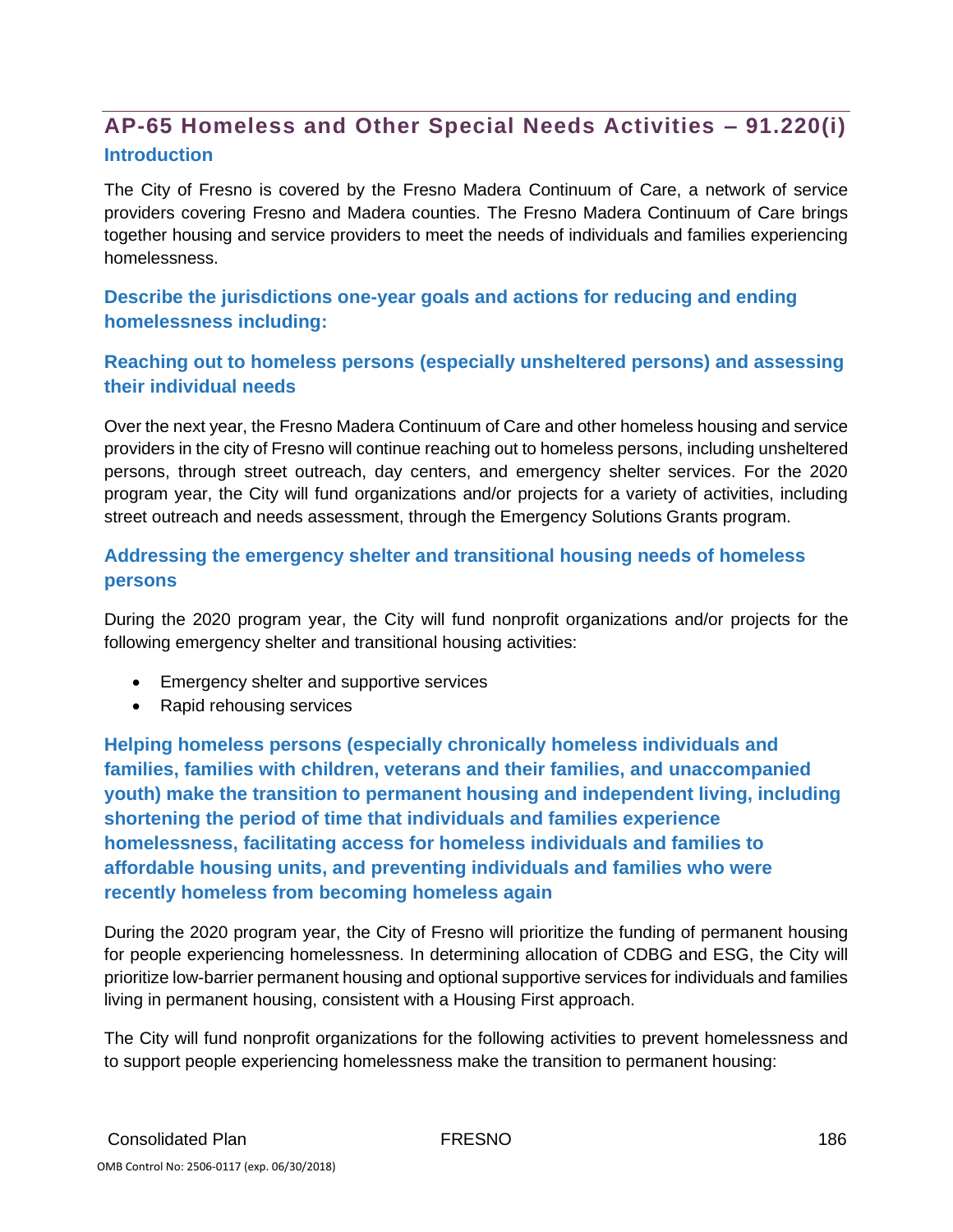## AP-65 Homeless and Other Special Needs Activities – 91.220(i)

### Introduction

The City of Fresno is covered by the Fresno Madera Continuum of Care, a network of service providers covering Fresno and Madera counties. The Fresno Madera Continuum of Care brings together housing and service providers to meet the needs of individuals and families experiencing homelessness.

### Describe the jurisdictions one-year goals and actions for reducing and ending homelessness including:

### Reaching out to homeless persons (especially unsheltered persons) and assessing their individual needs

Over the next year, the Fresno Madera Continuum of Care and other homeless housing and service providers in the city of Fresno will continue reaching out to homeless persons, including unsheltered persons, through street outreach, day centers, and emergency shelter services. For the 2020 program year, the City will fund organizations and/or projects for a variety of activities, including street outreach and needs assessment, through the Emergency Solutions Grants program.

### Addressing the emergency shelter and transitional housing needs of homeless persons

During the 2020 program year, the City will fund nonprofit organizations and/or projects for the following emergency shelter and transitional housing activities:

- Emergency shelter and supportive services
- Rapid rehousing services

### Helping homeless persons (especially chronically homeless individuals and families, families with children, veterans and their families, and unaccompanied youth) make the transition to permanent housing and independent living, including shortening the period of time that individuals and families experience homelessness, facilitating access for homeless individuals and families to affordable housing units, and preventing individuals and families who were recently homeless from becoming homeless again

During the 2020 program year, the City of Fresno will prioritize the funding of permanent housing for people experiencing homelessness. In determining allocation of CDBG and ESG, the City will prioritize low-barrier permanent housing and optional supportive services for individuals and families living in permanent housing, consistent with a Housing First approach.

The City will fund nonprofit organizations for the following activities to prevent homelessness and to support people experiencing homelessness make the transition to permanent housing: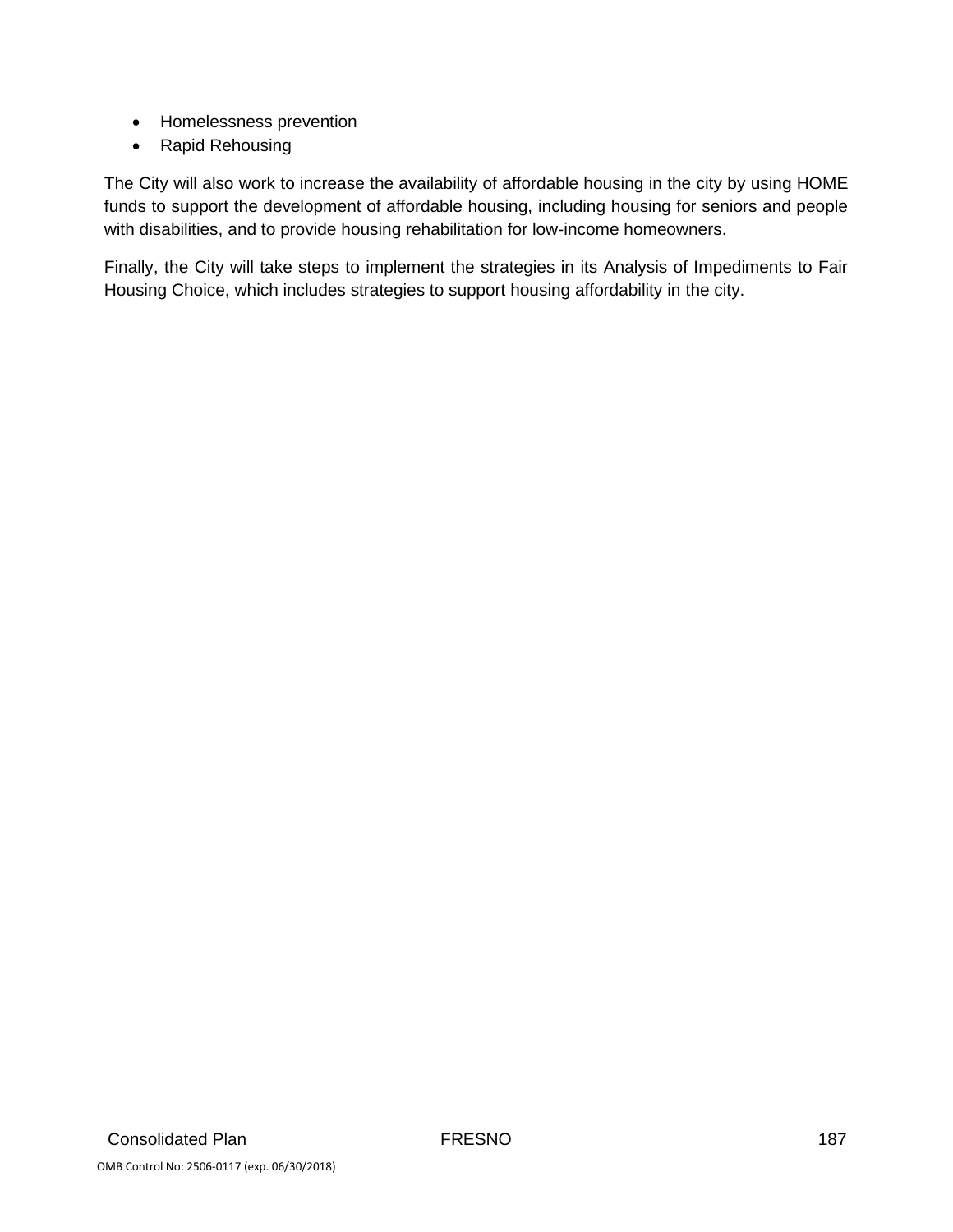- Homelessness prevention
- Rapid Rehousing

The City will also work to increase the availability of affordable housing in the city by using HOME funds to support the development of affordable housing, including housing for seniors and people with disabilities, and to provide housing rehabilitation for low-income homeowners.

Finally, the City will take steps to implement the strategies in its Analysis of Impediments to Fair Housing Choice, which includes strategies to support housing affordability in the city.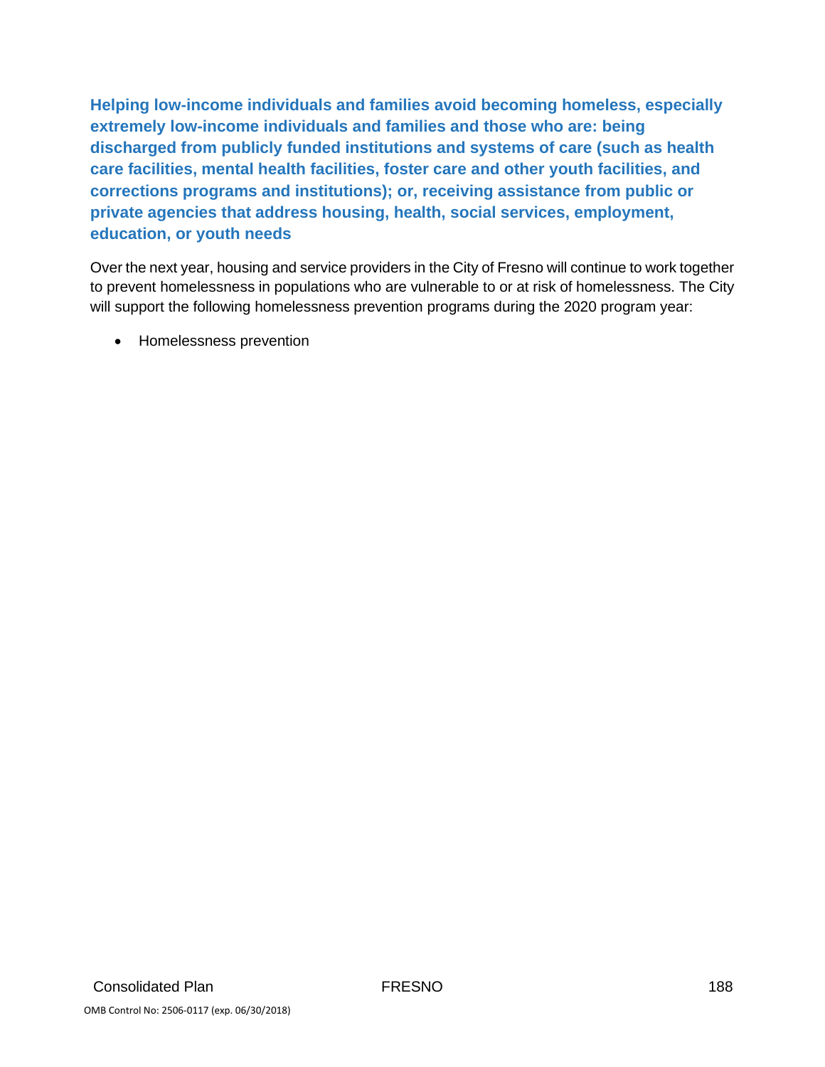**Helping low-income individuals and families avoid becoming homeless, especially extremely low-income individuals and families and those who are: being discharged from publicly funded institutions and systems of care (such as health care facilities, mental health facilities, foster care and other youth facilities, and corrections programs and institutions); or, receiving assistance from public or private agencies that address housing, health, social services, employment, education, or youth needs**

Over the next year, housing and service providers in the City of Fresno will continue to work together to prevent homelessness in populations who are vulnerable to or at risk of homelessness. The City will support the following homelessness prevention programs during the 2020 program year:

- Homelessness prevention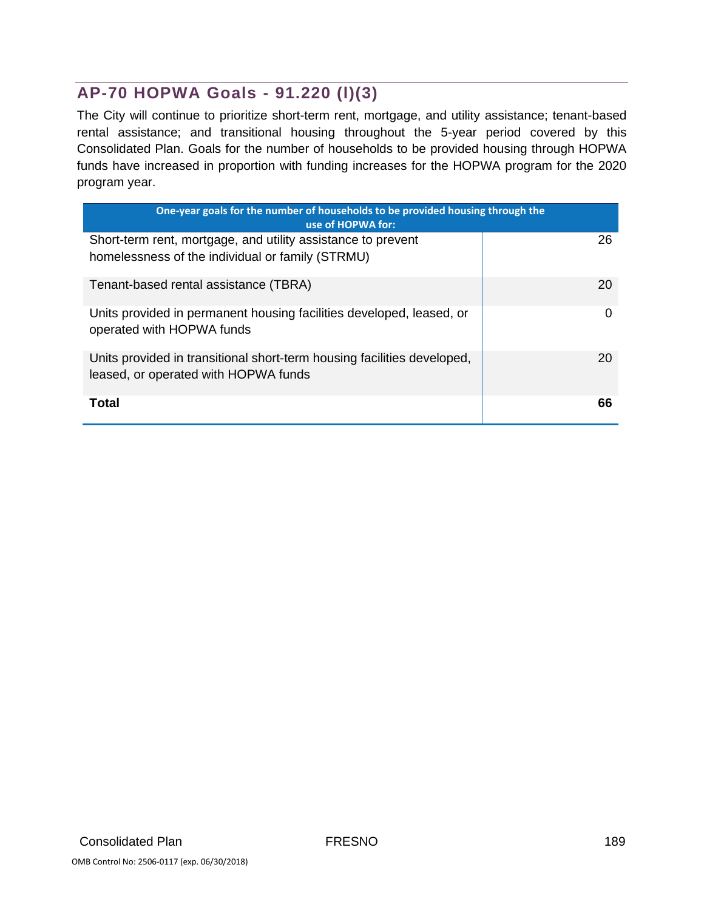## AP-70 HOPWA Goals - 91.220 (l)(3)

The City will continue to prioritize short-term rent, mortgage, and utility assistance; tenant-based rental assistance; and transitional housing throughout the 5-year period covered by this Consolidated Plan. Goals for the number of households to be provided housing through HOPWA funds have increased in proportion with funding increases for the HOPWA program for the 2020 program year.

| One-year goals for the number of households to be provided housing through the use of HOPWA for: | |
|---|---|
| Short-term rent, mortgage, and utility assistance to prevent homelessness of the individual or family (STRMU) | 26 |
| Tenant-based rental assistance (TBRA) | 20 |
| Units provided in permanent housing facilities developed, leased, or operated with HOPWA funds | 0 |
| Units provided in transitional short-term housing facilities developed, leased, or operated with HOPWA funds | 20 |
| **Total** | **66** |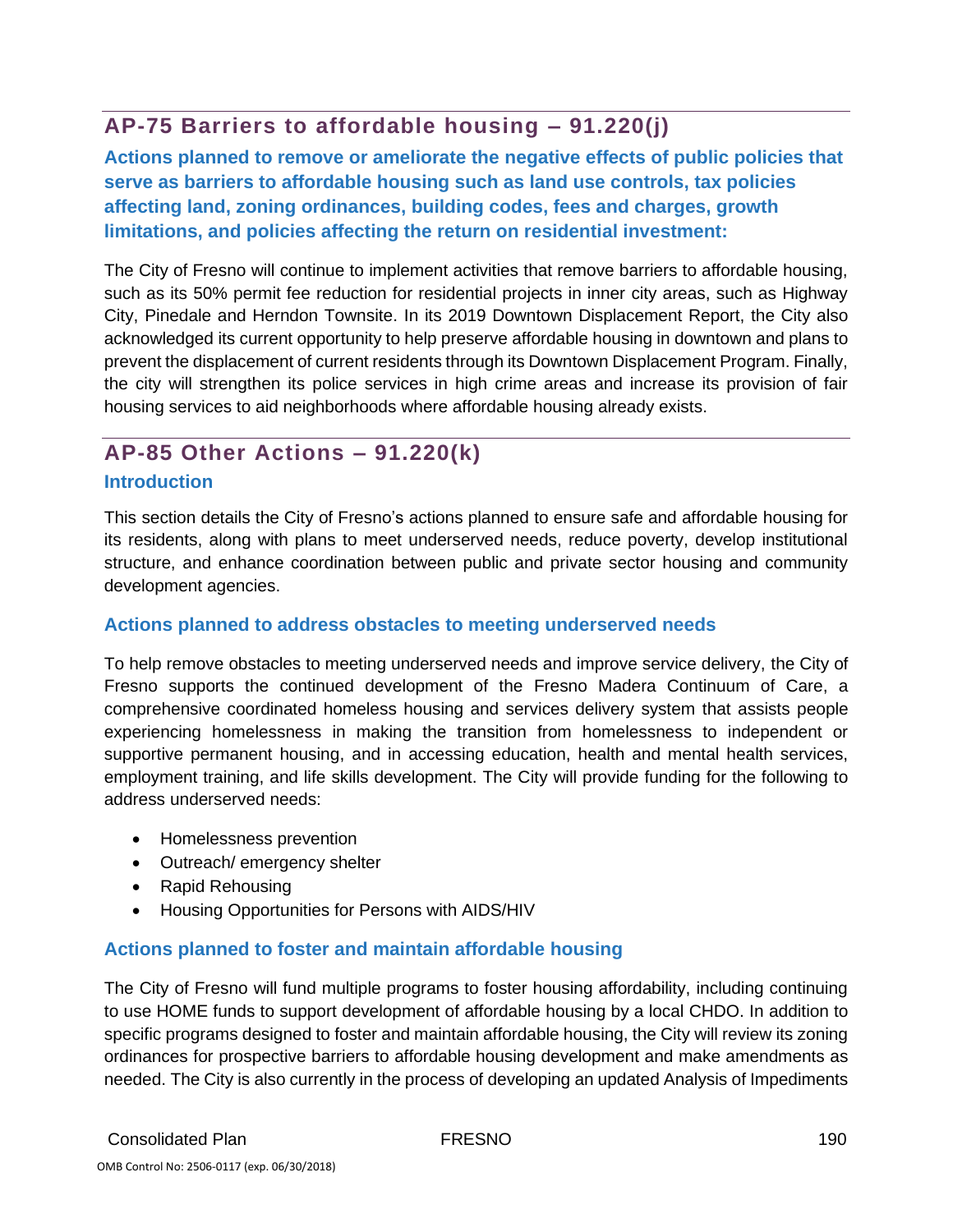## AP-75 Barriers to affordable housing – 91.220(j)

### Actions planned to remove or ameliorate the negative effects of public policies that serve as barriers to affordable housing such as land use controls, tax policies affecting land, zoning ordinances, building codes, fees and charges, growth limitations, and policies affecting the return on residential investment:

The City of Fresno will continue to implement activities that remove barriers to affordable housing, such as its 50% permit fee reduction for residential projects in inner city areas, such as Highway City, Pinedale and Herndon Townsite. In its 2019 Downtown Displacement Report, the City also acknowledged its current opportunity to help preserve affordable housing in downtown and plans to prevent the displacement of current residents through its Downtown Displacement Program. Finally, the city will strengthen its police services in high crime areas and increase its provision of fair housing services to aid neighborhoods where affordable housing already exists.

## AP-85 Other Actions – 91.220(k)

### Introduction

This section details the City of Fresno's actions planned to ensure safe and affordable housing for its residents, along with plans to meet underserved needs, reduce poverty, develop institutional structure, and enhance coordination between public and private sector housing and community development agencies.

### Actions planned to address obstacles to meeting underserved needs

To help remove obstacles to meeting underserved needs and improve service delivery, the City of Fresno supports the continued development of the Fresno Madera Continuum of Care, a comprehensive coordinated homeless housing and services delivery system that assists people experiencing homelessness in making the transition from homelessness to independent or supportive permanent housing, and in accessing education, health and mental health services, employment training, and life skills development. The City will provide funding for the following to address underserved needs:

- Homelessness prevention
- Outreach/ emergency shelter
- Rapid Rehousing
- Housing Opportunities for Persons with AIDS/HIV

### Actions planned to foster and maintain affordable housing

The City of Fresno will fund multiple programs to foster housing affordability, including continuing to use HOME funds to support development of affordable housing by a local CHDO. In addition to specific programs designed to foster and maintain affordable housing, the City will review its zoning ordinances for prospective barriers to affordable housing development and make amendments as needed. The City is also currently in the process of developing an updated Analysis of Impediments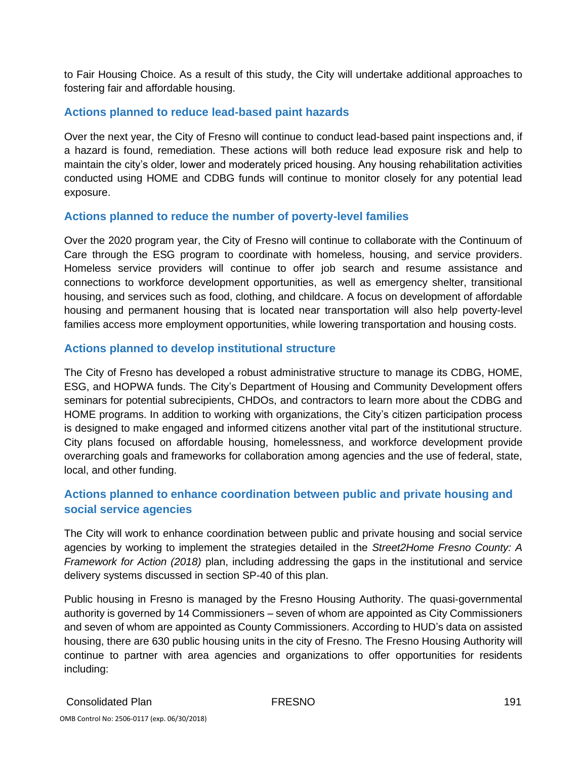to Fair Housing Choice. As a result of this study, the City will undertake additional approaches to fostering fair and affordable housing.

## Actions planned to reduce lead-based paint hazards

Over the next year, the City of Fresno will continue to conduct lead-based paint inspections and, if a hazard is found, remediation. These actions will both reduce lead exposure risk and help to maintain the city's older, lower and moderately priced housing. Any housing rehabilitation activities conducted using HOME and CDBG funds will continue to monitor closely for any potential lead exposure.

## Actions planned to reduce the number of poverty-level families

Over the 2020 program year, the City of Fresno will continue to collaborate with the Continuum of Care through the ESG program to coordinate with homeless, housing, and service providers. Homeless service providers will continue to offer job search and resume assistance and connections to workforce development opportunities, as well as emergency shelter, transitional housing, and services such as food, clothing, and childcare. A focus on development of affordable housing and permanent housing that is located near transportation will also help poverty-level families access more employment opportunities, while lowering transportation and housing costs.

## Actions planned to develop institutional structure

The City of Fresno has developed a robust administrative structure to manage its CDBG, HOME, ESG, and HOPWA funds. The City's Department of Housing and Community Development offers seminars for potential subrecipients, CHDOs, and contractors to learn more about the CDBG and HOME programs. In addition to working with organizations, the City's citizen participation process is designed to make engaged and informed citizens another vital part of the institutional structure. City plans focused on affordable housing, homelessness, and workforce development provide overarching goals and frameworks for collaboration among agencies and the use of federal, state, local, and other funding.

## Actions planned to enhance coordination between public and private housing and social service agencies

The City will work to enhance coordination between public and private housing and social service agencies by working to implement the strategies detailed in the *Street2Home Fresno County: A Framework for Action (2018)* plan, including addressing the gaps in the institutional and service delivery systems discussed in section SP-40 of this plan.

Public housing in Fresno is managed by the Fresno Housing Authority. The quasi-governmental authority is governed by 14 Commissioners – seven of whom are appointed as City Commissioners and seven of whom are appointed as County Commissioners. According to HUD's data on assisted housing, there are 630 public housing units in the city of Fresno. The Fresno Housing Authority will continue to partner with area agencies and organizations to offer opportunities for residents including: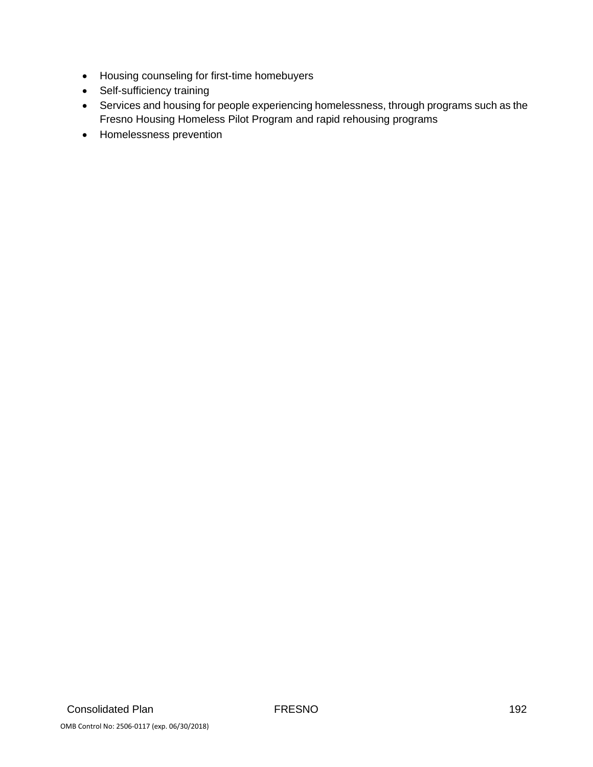- Housing counseling for first-time homebuyers
- Self-sufficiency training
- Services and housing for people experiencing homelessness, through programs such as the Fresno Housing Homeless Pilot Program and rapid rehousing programs
- Homelessness prevention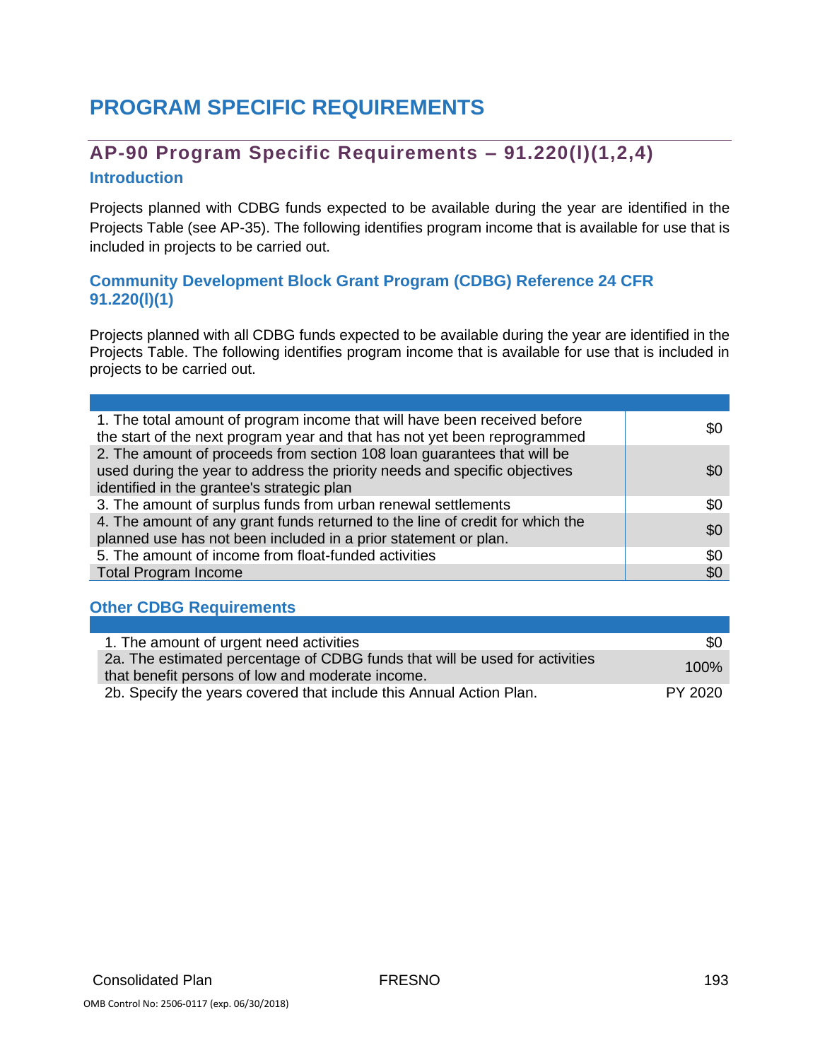# PROGRAM SPECIFIC REQUIREMENTS

## AP-90 Program Specific Requirements – 91.220(l)(1,2,4)

### Introduction

Projects planned with CDBG funds expected to be available during the year are identified in the Projects Table (see AP-35). The following identifies program income that is available for use that is included in projects to be carried out.

### Community Development Block Grant Program (CDBG) Reference 24 CFR 91.220(l)(1)

Projects planned with all CDBG funds expected to be available during the year are identified in the Projects Table. The following identifies program income that is available for use that is included in projects to be carried out.

| | |
|---|---|
| 1. The total amount of program income that will have been received before the start of the next program year and that has not yet been reprogrammed | $0 |
| 2. The amount of proceeds from section 108 loan guarantees that will be used during the year to address the priority needs and specific objectives identified in the grantee's strategic plan | $0 |
| 3. The amount of surplus funds from urban renewal settlements | $0 |
| 4. The amount of any grant funds returned to the line of credit for which the planned use has not been included in a prior statement or plan. | $0 |
| 5. The amount of income from float-funded activities | $0 |
| Total Program Income | $0 |

### Other CDBG Requirements

| | |
|---|---|
| 1. The amount of urgent need activities | $0 |
| 2a. The estimated percentage of CDBG funds that will be used for activities that benefit persons of low and moderate income. | 100% |
| 2b. Specify the years covered that include this Annual Action Plan. | PY 2020 |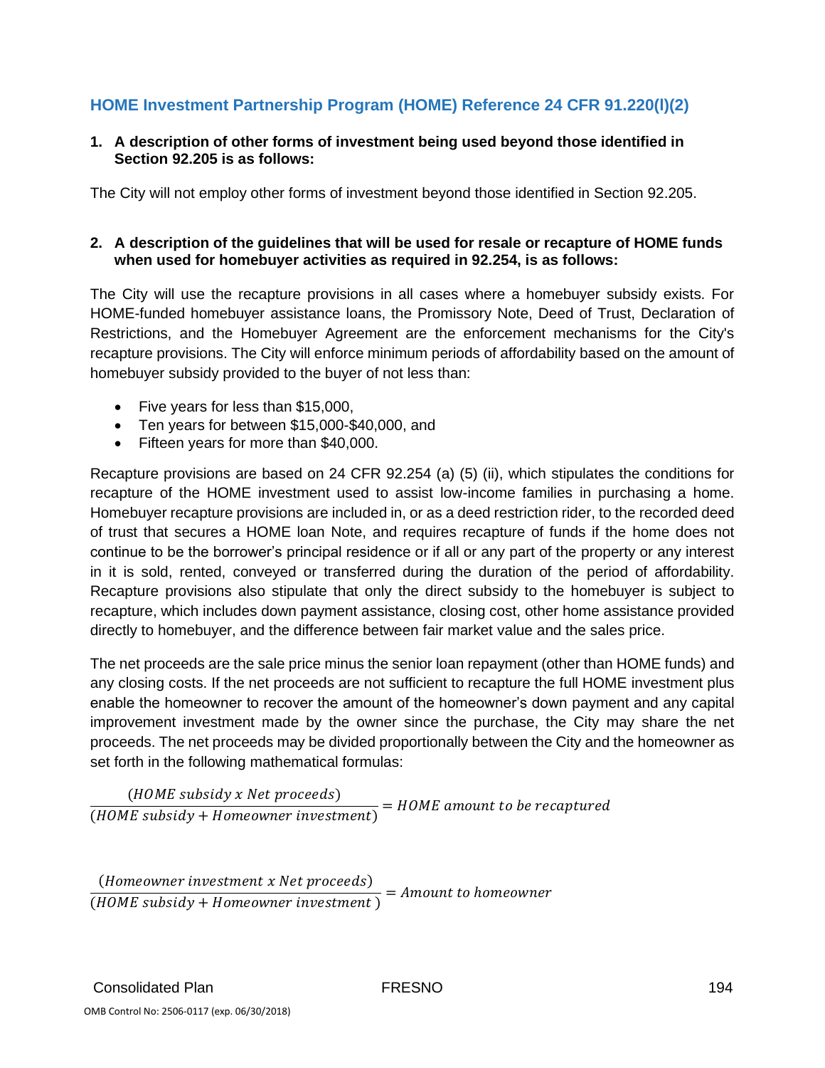## HOME Investment Partnership Program (HOME) Reference 24 CFR 91.220(l)(2)

**1. A description of other forms of investment being used beyond those identified in Section 92.205 is as follows:**

The City will not employ other forms of investment beyond those identified in Section 92.205.

**2. A description of the guidelines that will be used for resale or recapture of HOME funds when used for homebuyer activities as required in 92.254, is as follows:**

The City will use the recapture provisions in all cases where a homebuyer subsidy exists. For HOME-funded homebuyer assistance loans, the Promissory Note, Deed of Trust, Declaration of Restrictions, and the Homebuyer Agreement are the enforcement mechanisms for the City's recapture provisions. The City will enforce minimum periods of affordability based on the amount of homebuyer subsidy provided to the buyer of not less than:

- Five years for less than $15,000,
- Ten years for between $15,000-$40,000, and
- Fifteen years for more than $40,000.

Recapture provisions are based on 24 CFR 92.254 (a) (5) (ii), which stipulates the conditions for recapture of the HOME investment used to assist low-income families in purchasing a home. Homebuyer recapture provisions are included in, or as a deed restriction rider, to the recorded deed of trust that secures a HOME loan Note, and requires recapture of funds if the home does not continue to be the borrower's principal residence or if all or any part of the property or any interest in it is sold, rented, conveyed or transferred during the duration of the period of affordability. Recapture provisions also stipulate that only the direct subsidy to the homebuyer is subject to recapture, which includes down payment assistance, closing cost, other home assistance provided directly to homebuyer, and the difference between fair market value and the sales price.

The net proceeds are the sale price minus the senior loan repayment (other than HOME funds) and any closing costs. If the net proceeds are not sufficient to recapture the full HOME investment plus enable the homeowner to recover the amount of the homeowner's down payment and any capital improvement investment made by the owner since the purchase, the City may share the net proceeds. The net proceeds may be divided proportionally between the City and the homeowner as set forth in the following mathematical formulas:

$$\frac{(HOME\ subsidy\ x\ Net\ proceeds)}{(HOME\ subsidy + Homeowner\ investment)} = HOME\ amount\ to\ be\ recaptured$$

$$\frac{(Homeowner\ investment\ x\ Net\ proceeds)}{(HOME\ subsidy + Homeowner\ investment\ )} = Amount\ to\ homeowner$$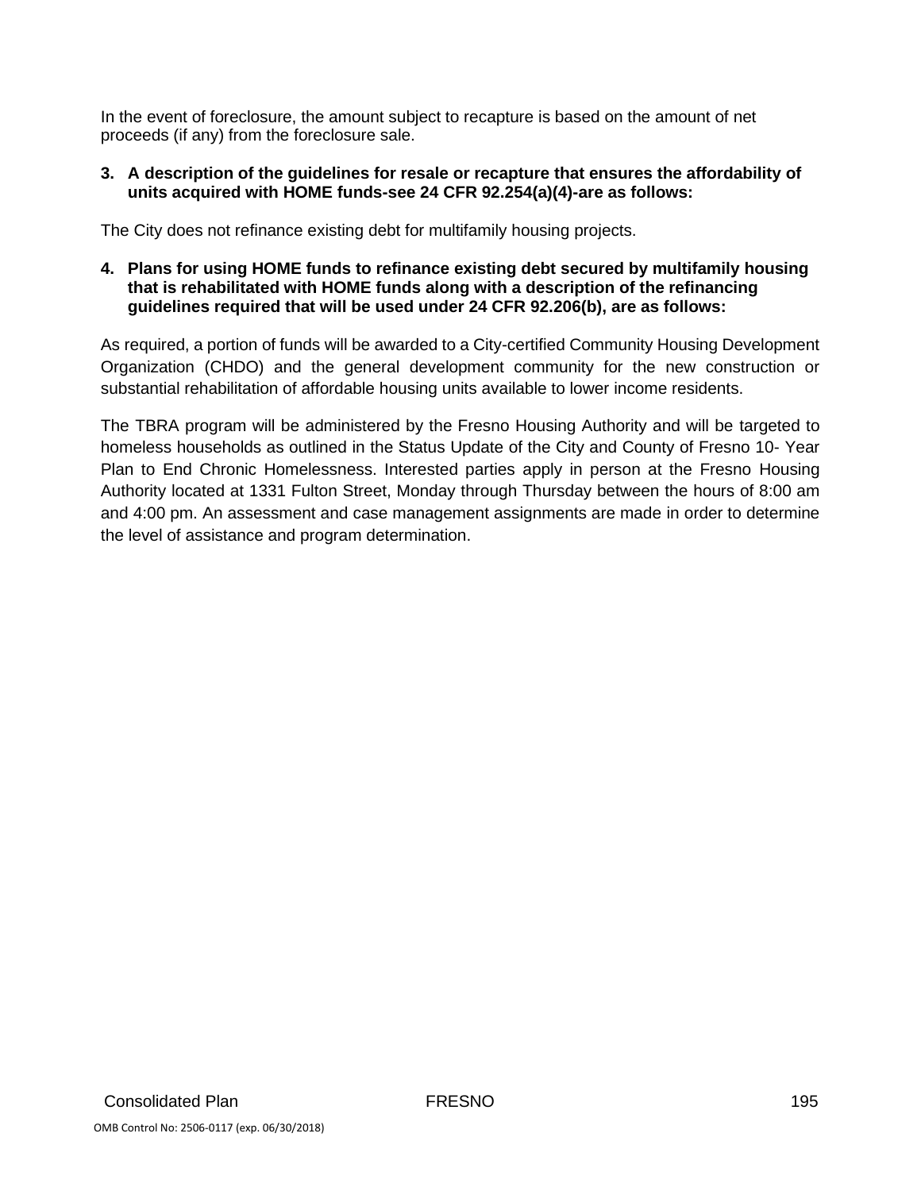In the event of foreclosure, the amount subject to recapture is based on the amount of net proceeds (if any) from the foreclosure sale.

**3. A description of the guidelines for resale or recapture that ensures the affordability of units acquired with HOME funds-see 24 CFR 92.254(a)(4)-are as follows:**

The City does not refinance existing debt for multifamily housing projects.

**4. Plans for using HOME funds to refinance existing debt secured by multifamily housing that is rehabilitated with HOME funds along with a description of the refinancing guidelines required that will be used under 24 CFR 92.206(b), are as follows:**

As required, a portion of funds will be awarded to a City-certified Community Housing Development Organization (CHDO) and the general development community for the new construction or substantial rehabilitation of affordable housing units available to lower income residents.

The TBRA program will be administered by the Fresno Housing Authority and will be targeted to homeless households as outlined in the Status Update of the City and County of Fresno 10- Year Plan to End Chronic Homelessness. Interested parties apply in person at the Fresno Housing Authority located at 1331 Fulton Street, Monday through Thursday between the hours of 8:00 am and 4:00 pm. An assessment and case management assignments are made in order to determine the level of assistance and program determination.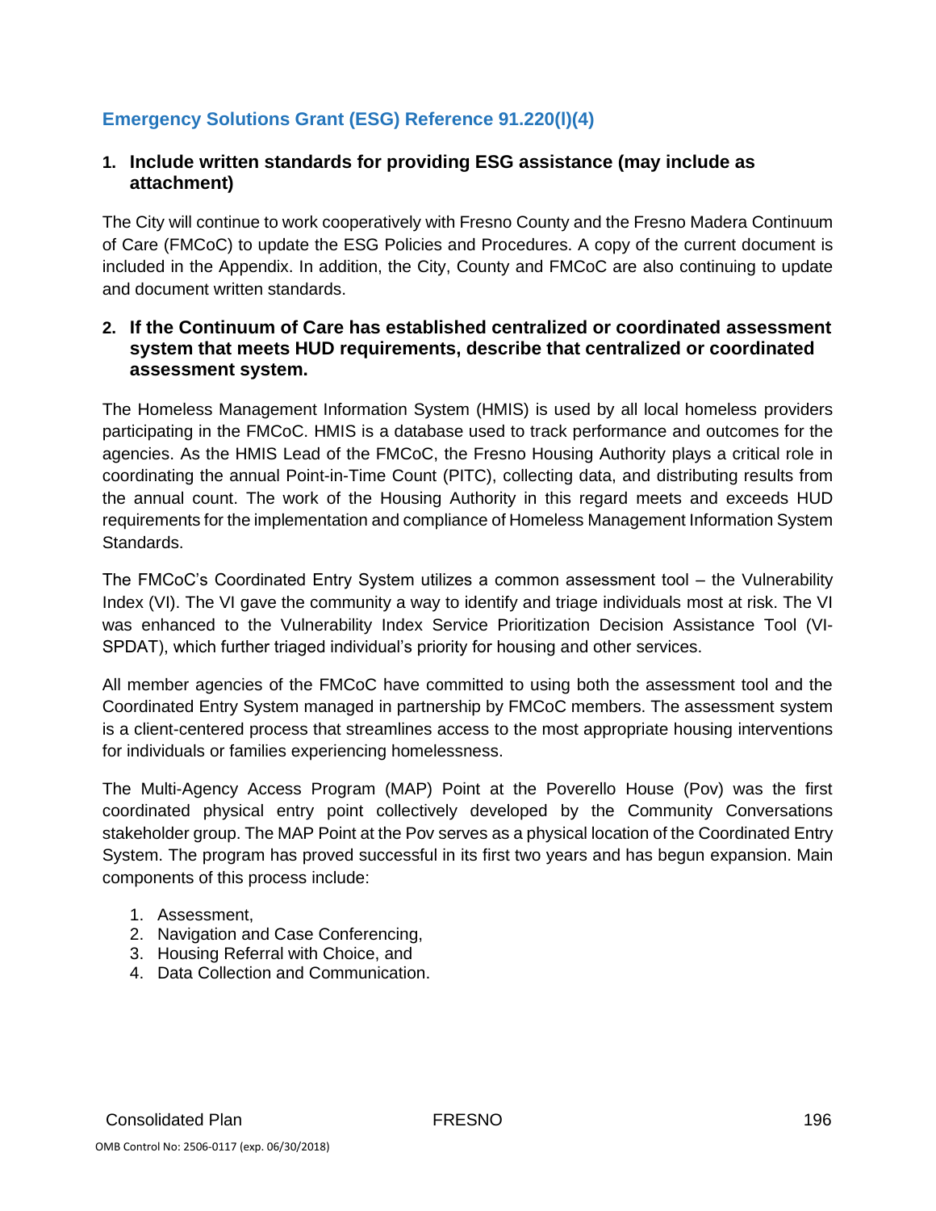## Emergency Solutions Grant (ESG) Reference 91.220(l)(4)

**1. Include written standards for providing ESG assistance (may include as attachment)**

The City will continue to work cooperatively with Fresno County and the Fresno Madera Continuum of Care (FMCoC) to update the ESG Policies and Procedures. A copy of the current document is included in the Appendix. In addition, the City, County and FMCoC are also continuing to update and document written standards.

**2. If the Continuum of Care has established centralized or coordinated assessment system that meets HUD requirements, describe that centralized or coordinated assessment system.**

The Homeless Management Information System (HMIS) is used by all local homeless providers participating in the FMCoC. HMIS is a database used to track performance and outcomes for the agencies. As the HMIS Lead of the FMCoC, the Fresno Housing Authority plays a critical role in coordinating the annual Point-in-Time Count (PITC), collecting data, and distributing results from the annual count. The work of the Housing Authority in this regard meets and exceeds HUD requirements for the implementation and compliance of Homeless Management Information System Standards.

The FMCoC's Coordinated Entry System utilizes a common assessment tool – the Vulnerability Index (VI). The VI gave the community a way to identify and triage individuals most at risk. The VI was enhanced to the Vulnerability Index Service Prioritization Decision Assistance Tool (VI-SPDAT), which further triaged individual's priority for housing and other services.

All member agencies of the FMCoC have committed to using both the assessment tool and the Coordinated Entry System managed in partnership by FMCoC members. The assessment system is a client-centered process that streamlines access to the most appropriate housing interventions for individuals or families experiencing homelessness.

The Multi-Agency Access Program (MAP) Point at the Poverello House (Pov) was the first coordinated physical entry point collectively developed by the Community Conversations stakeholder group. The MAP Point at the Pov serves as a physical location of the Coordinated Entry System. The program has proved successful in its first two years and has begun expansion. Main components of this process include:

1. Assessment,
2. Navigation and Case Conferencing,
3. Housing Referral with Choice, and
4. Data Collection and Communication.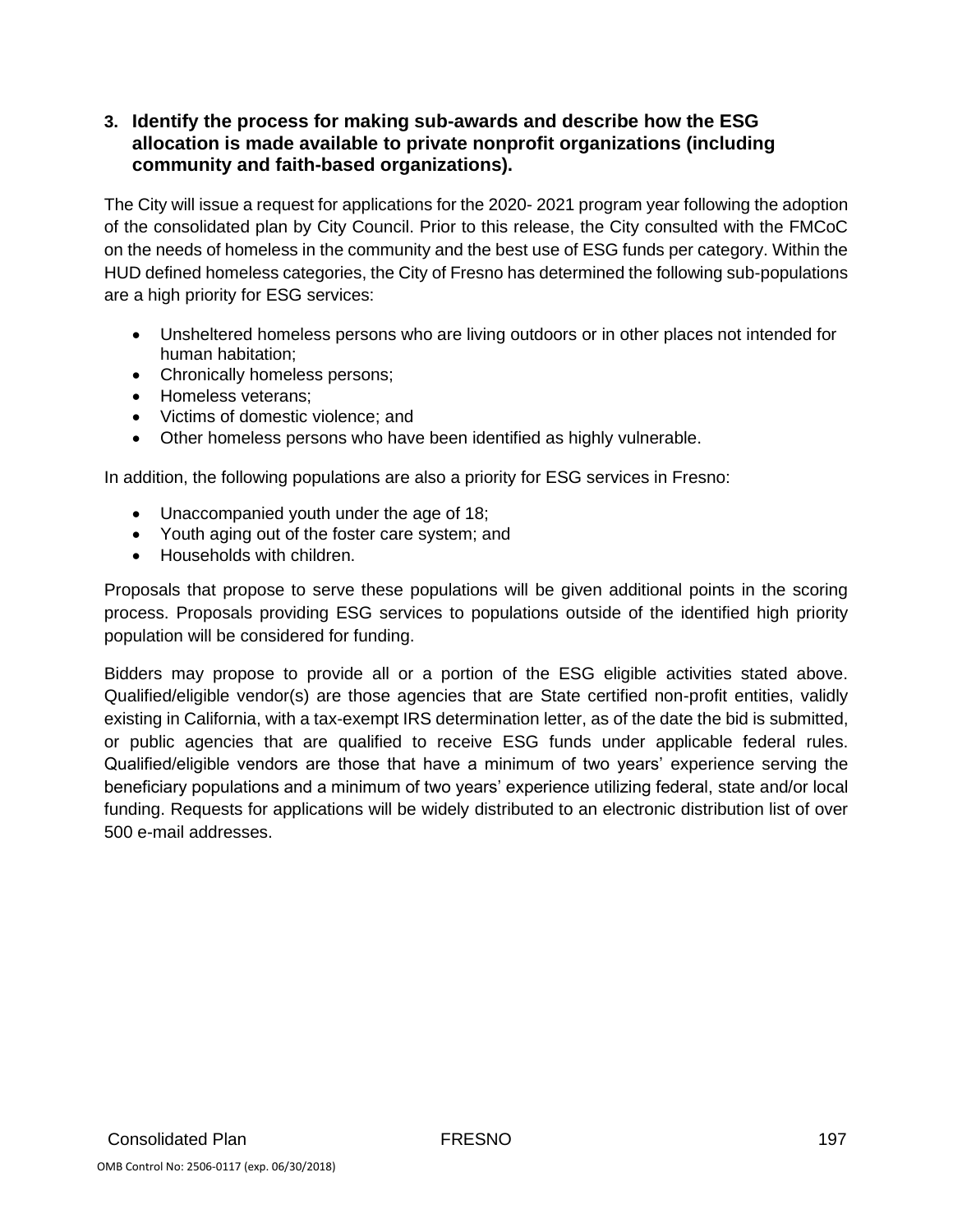### 3. Identify the process for making sub-awards and describe how the ESG allocation is made available to private nonprofit organizations (including community and faith-based organizations).

The City will issue a request for applications for the 2020- 2021 program year following the adoption of the consolidated plan by City Council. Prior to this release, the City consulted with the FMCoC on the needs of homeless in the community and the best use of ESG funds per category. Within the HUD defined homeless categories, the City of Fresno has determined the following sub-populations are a high priority for ESG services:

- Unsheltered homeless persons who are living outdoors or in other places not intended for human habitation;
- Chronically homeless persons;
- Homeless veterans;
- Victims of domestic violence; and
- Other homeless persons who have been identified as highly vulnerable.

In addition, the following populations are also a priority for ESG services in Fresno:

- Unaccompanied youth under the age of 18;
- Youth aging out of the foster care system; and
- Households with children.

Proposals that propose to serve these populations will be given additional points in the scoring process. Proposals providing ESG services to populations outside of the identified high priority population will be considered for funding.

Bidders may propose to provide all or a portion of the ESG eligible activities stated above. Qualified/eligible vendor(s) are those agencies that are State certified non-profit entities, validly existing in California, with a tax-exempt IRS determination letter, as of the date the bid is submitted, or public agencies that are qualified to receive ESG funds under applicable federal rules. Qualified/eligible vendors are those that have a minimum of two years' experience serving the beneficiary populations and a minimum of two years' experience utilizing federal, state and/or local funding. Requests for applications will be widely distributed to an electronic distribution list of over 500 e-mail addresses.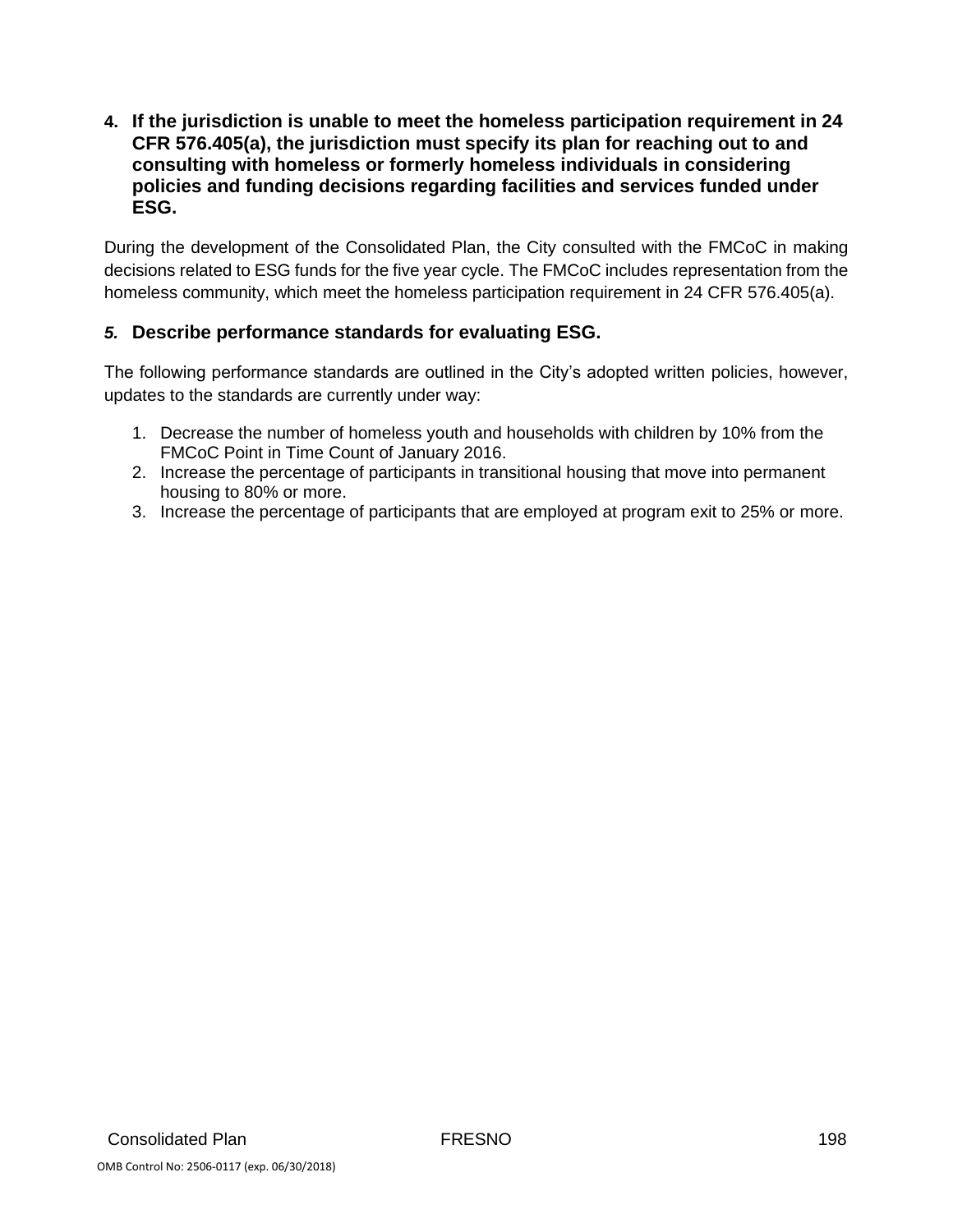**4. If the jurisdiction is unable to meet the homeless participation requirement in 24 CFR 576.405(a), the jurisdiction must specify its plan for reaching out to and consulting with homeless or formerly homeless individuals in considering policies and funding decisions regarding facilities and services funded under ESG.**

During the development of the Consolidated Plan, the City consulted with the FMCoC in making decisions related to ESG funds for the five year cycle. The FMCoC includes representation from the homeless community, which meet the homeless participation requirement in 24 CFR 576.405(a).

***5.* Describe performance standards for evaluating ESG.**

The following performance standards are outlined in the City's adopted written policies, however, updates to the standards are currently under way:

1. Decrease the number of homeless youth and households with children by 10% from the FMCoC Point in Time Count of January 2016.
2. Increase the percentage of participants in transitional housing that move into permanent housing to 80% or more.
3. Increase the percentage of participants that are employed at program exit to 25% or more.